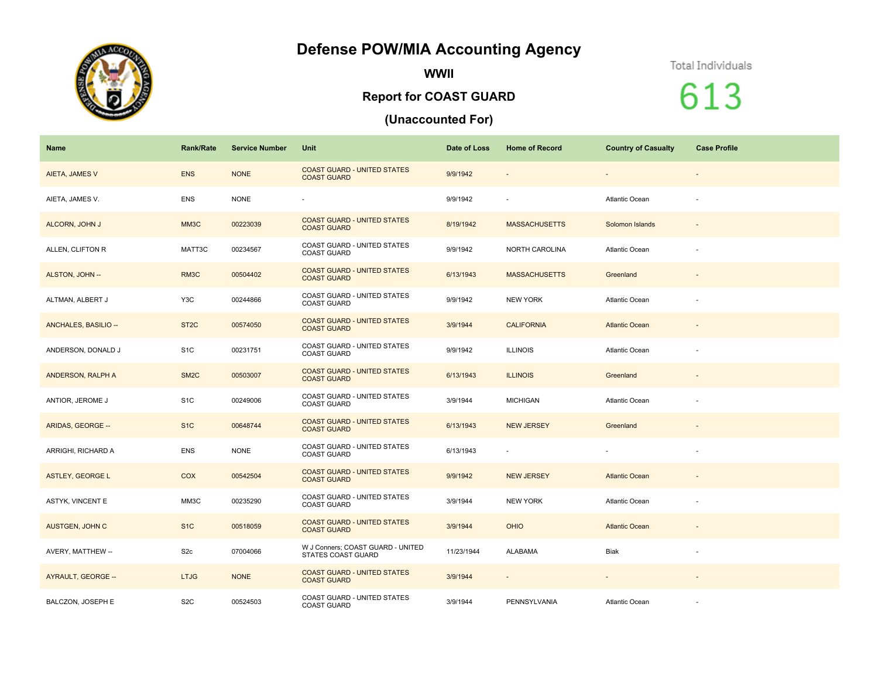# Defense POW/MIA Accounting Agency

## WWII

## Report for COAST GUARD

## (Unaccounted For)

Total Individuals

613

| Name | Rank/Rate | Service Number | Unit | Date of Loss | Home of Record | Country of Casualty | Case Profile |
|---|---|---|---|---|---|---|---|
| AIETA, JAMES V | ENS | NONE | COAST GUARD - UNITED STATES COAST GUARD | 9/9/1942 | - | - | - |
| AIETA, JAMES V. | ENS | NONE | - | 9/9/1942 | - | Atlantic Ocean | - |
| ALCORN, JOHN J | MM3C | 00223039 | COAST GUARD - UNITED STATES COAST GUARD | 8/19/1942 | MASSACHUSETTS | Solomon Islands | - |
| ALLEN, CLIFTON R | MATT3C | 00234567 | COAST GUARD - UNITED STATES COAST GUARD | 9/9/1942 | NORTH CAROLINA | Atlantic Ocean | - |
| ALSTON, JOHN -- | RM3C | 00504402 | COAST GUARD - UNITED STATES COAST GUARD | 6/13/1943 | MASSACHUSETTS | Greenland | - |
| ALTMAN, ALBERT J | Y3C | 00244866 | COAST GUARD - UNITED STATES COAST GUARD | 9/9/1942 | NEW YORK | Atlantic Ocean | - |
| ANCHALES, BASILIO -- | ST2C | 00574050 | COAST GUARD - UNITED STATES COAST GUARD | 3/9/1944 | CALIFORNIA | Atlantic Ocean | - |
| ANDERSON, DONALD J | S1C | 00231751 | COAST GUARD - UNITED STATES COAST GUARD | 9/9/1942 | ILLINOIS | Atlantic Ocean | - |
| ANDERSON, RALPH A | SM2C | 00503007 | COAST GUARD - UNITED STATES COAST GUARD | 6/13/1943 | ILLINOIS | Greenland | - |
| ANTIOR, JEROME J | S1C | 00249006 | COAST GUARD - UNITED STATES COAST GUARD | 3/9/1944 | MICHIGAN | Atlantic Ocean | - |
| ARIDAS, GEORGE -- | S1C | 00648744 | COAST GUARD - UNITED STATES COAST GUARD | 6/13/1943 | NEW JERSEY | Greenland | - |
| ARRIGHI, RICHARD A | ENS | NONE | COAST GUARD - UNITED STATES COAST GUARD | 6/13/1943 | - | - | - |
| ASTLEY, GEORGE L | COX | 00542504 | COAST GUARD - UNITED STATES COAST GUARD | 9/9/1942 | NEW JERSEY | Atlantic Ocean | - |
| ASTYK, VINCENT E | MM3C | 00235290 | COAST GUARD - UNITED STATES COAST GUARD | 3/9/1944 | NEW YORK | Atlantic Ocean | - |
| AUSTGEN, JOHN C | S1C | 00518059 | COAST GUARD - UNITED STATES COAST GUARD | 3/9/1944 | OHIO | Atlantic Ocean | - |
| AVERY, MATTHEW -- | S2c | 07004066 | W J Conners; COAST GUARD - UNITED STATES COAST GUARD | 11/23/1944 | ALABAMA | Biak | - |
| AYRAULT, GEORGE -- | LTJG | NONE | COAST GUARD - UNITED STATES COAST GUARD | 3/9/1944 | - | - | - |
| BALCZON, JOSEPH E | S2C | 00524503 | COAST GUARD - UNITED STATES COAST GUARD | 3/9/1944 | PENNSYLVANIA | Atlantic Ocean | - |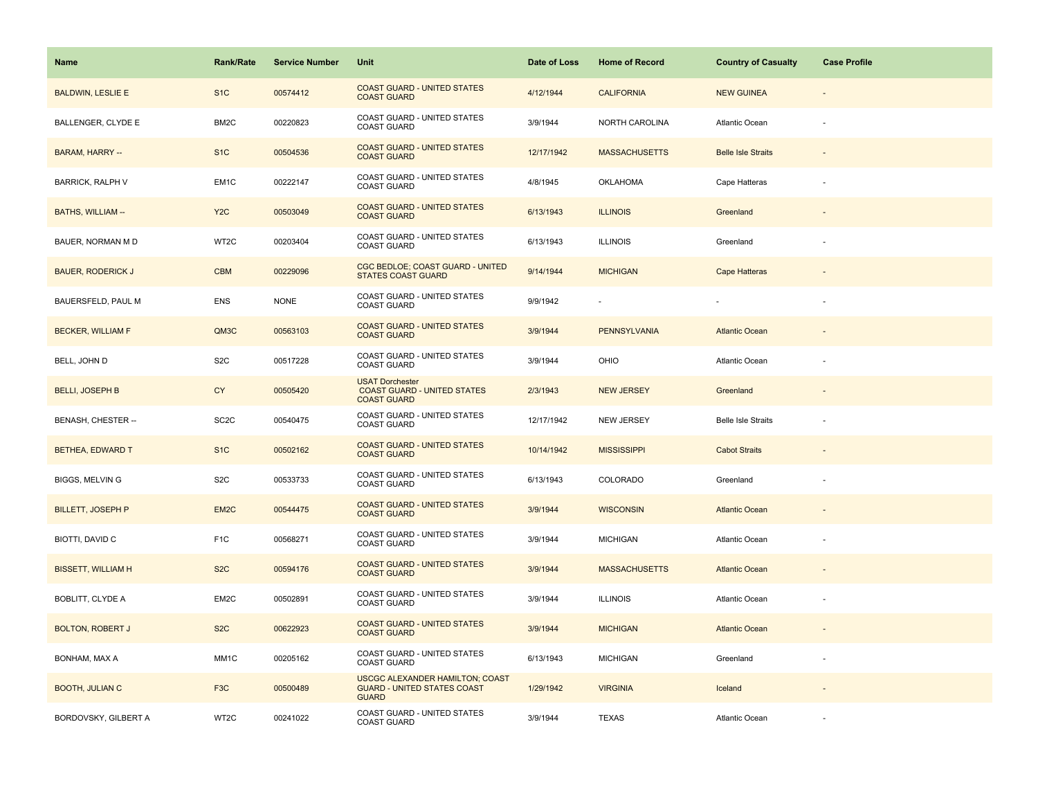| Name | Rank/Rate | Service Number | Unit | Date of Loss | Home of Record | Country of Casualty | Case Profile |
|---|---|---|---|---|---|---|---|
| BALDWIN, LESLIE E | S1C | 00574412 | COAST GUARD - UNITED STATES COAST GUARD | 4/12/1944 | CALIFORNIA | NEW GUINEA | - |
| BALLENGER, CLYDE E | BM2C | 00220823 | COAST GUARD - UNITED STATES COAST GUARD | 3/9/1944 | NORTH CAROLINA | Atlantic Ocean | - |
| BARAM, HARRY -- | S1C | 00504536 | COAST GUARD - UNITED STATES COAST GUARD | 12/17/1942 | MASSACHUSETTS | Belle Isle Straits | - |
| BARRICK, RALPH V | EM1C | 00222147 | COAST GUARD - UNITED STATES COAST GUARD | 4/8/1945 | OKLAHOMA | Cape Hatteras | - |
| BATHS, WILLIAM -- | Y2C | 00503049 | COAST GUARD - UNITED STATES COAST GUARD | 6/13/1943 | ILLINOIS | Greenland | - |
| BAUER, NORMAN M D | WT2C | 00203404 | COAST GUARD - UNITED STATES COAST GUARD | 6/13/1943 | ILLINOIS | Greenland | - |
| BAUER, RODERICK J | CBM | 00229096 | CGC BEDLOE; COAST GUARD - UNITED STATES COAST GUARD | 9/14/1944 | MICHIGAN | Cape Hatteras | - |
| BAUERSFELD, PAUL M | ENS | NONE | COAST GUARD - UNITED STATES COAST GUARD | 9/9/1942 | - | - | - |
| BECKER, WILLIAM F | QM3C | 00563103 | COAST GUARD - UNITED STATES COAST GUARD | 3/9/1944 | PENNSYLVANIA | Atlantic Ocean | - |
| BELL, JOHN D | S2C | 00517228 | COAST GUARD - UNITED STATES COAST GUARD | 3/9/1944 | OHIO | Atlantic Ocean | - |
| BELLI, JOSEPH B | CY | 00505420 | USAT Dorchester COAST GUARD - UNITED STATES COAST GUARD | 2/3/1943 | NEW JERSEY | Greenland | - |
| BENASH, CHESTER -- | SC2C | 00540475 | COAST GUARD - UNITED STATES COAST GUARD | 12/17/1942 | NEW JERSEY | Belle Isle Straits | - |
| BETHEA, EDWARD T | S1C | 00502162 | COAST GUARD - UNITED STATES COAST GUARD | 10/14/1942 | MISSISSIPPI | Cabot Straits | - |
| BIGGS, MELVIN G | S2C | 00533733 | COAST GUARD - UNITED STATES COAST GUARD | 6/13/1943 | COLORADO | Greenland | - |
| BILLETT, JOSEPH P | EM2C | 00544475 | COAST GUARD - UNITED STATES COAST GUARD | 3/9/1944 | WISCONSIN | Atlantic Ocean | - |
| BIOTTI, DAVID C | F1C | 00568271 | COAST GUARD - UNITED STATES COAST GUARD | 3/9/1944 | MICHIGAN | Atlantic Ocean | - |
| BISSETT, WILLIAM H | S2C | 00594176 | COAST GUARD - UNITED STATES COAST GUARD | 3/9/1944 | MASSACHUSETTS | Atlantic Ocean | - |
| BOBLITT, CLYDE A | EM2C | 00502891 | COAST GUARD - UNITED STATES COAST GUARD | 3/9/1944 | ILLINOIS | Atlantic Ocean | - |
| BOLTON, ROBERT J | S2C | 00622923 | COAST GUARD - UNITED STATES COAST GUARD | 3/9/1944 | MICHIGAN | Atlantic Ocean | - |
| BONHAM, MAX A | MM1C | 00205162 | COAST GUARD - UNITED STATES COAST GUARD | 6/13/1943 | MICHIGAN | Greenland | - |
| BOOTH, JULIAN C | F3C | 00500489 | USCGC ALEXANDER HAMILTON; COAST GUARD - UNITED STATES COAST GUARD | 1/29/1942 | VIRGINIA | Iceland | - |
| BORDOVSKY, GILBERT A | WT2C | 00241022 | COAST GUARD - UNITED STATES COAST GUARD | 3/9/1944 | TEXAS | Atlantic Ocean | - |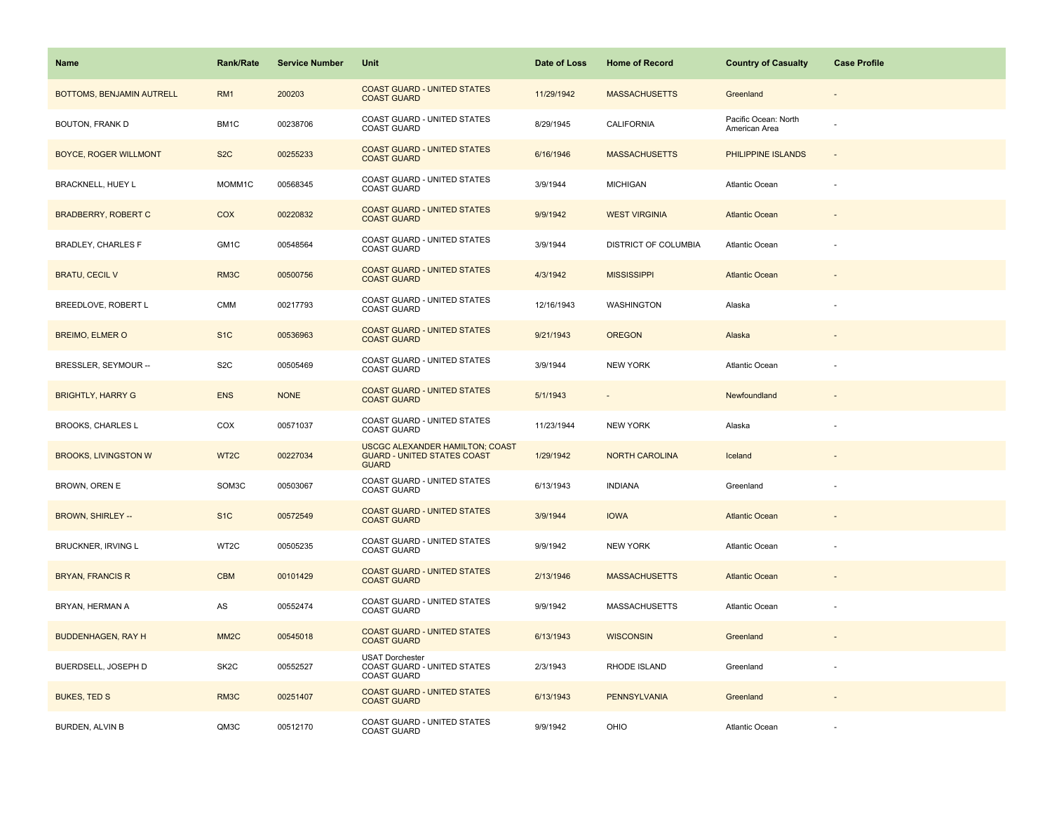| Name | Rank/Rate | Service Number | Unit | Date of Loss | Home of Record | Country of Casualty | Case Profile |
| --- | --- | --- | --- | --- | --- | --- | --- |
| BOTTOMS, BENJAMIN AUTRELL | RM1 | 200203 | COAST GUARD - UNITED STATES COAST GUARD | 11/29/1942 | MASSACHUSETTS | Greenland | - |
| BOUTON, FRANK D | BM1C | 00238706 | COAST GUARD - UNITED STATES COAST GUARD | 8/29/1945 | CALIFORNIA | Pacific Ocean: North American Area | - |
| BOYCE, ROGER WILLMONT | S2C | 00255233 | COAST GUARD - UNITED STATES COAST GUARD | 6/16/1946 | MASSACHUSETTS | PHILIPPINE ISLANDS | - |
| BRACKNELL, HUEY L | MOMM1C | 00568345 | COAST GUARD - UNITED STATES COAST GUARD | 3/9/1944 | MICHIGAN | Atlantic Ocean | - |
| BRADBERRY, ROBERT C | COX | 00220832 | COAST GUARD - UNITED STATES COAST GUARD | 9/9/1942 | WEST VIRGINIA | Atlantic Ocean | - |
| BRADLEY, CHARLES F | GM1C | 00548564 | COAST GUARD - UNITED STATES COAST GUARD | 3/9/1944 | DISTRICT OF COLUMBIA | Atlantic Ocean | - |
| BRATU, CECIL V | RM3C | 00500756 | COAST GUARD - UNITED STATES COAST GUARD | 4/3/1942 | MISSISSIPPI | Atlantic Ocean | - |
| BREEDLOVE, ROBERT L | CMM | 00217793 | COAST GUARD - UNITED STATES COAST GUARD | 12/16/1943 | WASHINGTON | Alaska | - |
| BREIMO, ELMER O | S1C | 00536963 | COAST GUARD - UNITED STATES COAST GUARD | 9/21/1943 | OREGON | Alaska | - |
| BRESSLER, SEYMOUR -- | S2C | 00505469 | COAST GUARD - UNITED STATES COAST GUARD | 3/9/1944 | NEW YORK | Atlantic Ocean | - |
| BRIGHTLY, HARRY G | ENS | NONE | COAST GUARD - UNITED STATES COAST GUARD | 5/1/1943 | - | Newfoundland | - |
| BROOKS, CHARLES L | COX | 00571037 | COAST GUARD - UNITED STATES COAST GUARD | 11/23/1944 | NEW YORK | Alaska | - |
| BROOKS, LIVINGSTON W | WT2C | 00227034 | USCGC ALEXANDER HAMILTON; COAST GUARD - UNITED STATES COAST GUARD | 1/29/1942 | NORTH CAROLINA | Iceland | - |
| BROWN, OREN E | SOM3C | 00503067 | COAST GUARD - UNITED STATES COAST GUARD | 6/13/1943 | INDIANA | Greenland | - |
| BROWN, SHIRLEY -- | S1C | 00572549 | COAST GUARD - UNITED STATES COAST GUARD | 3/9/1944 | IOWA | Atlantic Ocean | - |
| BRUCKNER, IRVING L | WT2C | 00505235 | COAST GUARD - UNITED STATES COAST GUARD | 9/9/1942 | NEW YORK | Atlantic Ocean | - |
| BRYAN, FRANCIS R | CBM | 00101429 | COAST GUARD - UNITED STATES COAST GUARD | 2/13/1946 | MASSACHUSETTS | Atlantic Ocean | - |
| BRYAN, HERMAN A | AS | 00552474 | COAST GUARD - UNITED STATES COAST GUARD | 9/9/1942 | MASSACHUSETTS | Atlantic Ocean | - |
| BUDDENHAGEN, RAY H | MM2C | 00545018 | COAST GUARD - UNITED STATES COAST GUARD | 6/13/1943 | WISCONSIN | Greenland | - |
| BUERDSELL, JOSEPH D | SK2C | 00552527 | USAT Dorchester COAST GUARD - UNITED STATES COAST GUARD | 2/3/1943 | RHODE ISLAND | Greenland | - |
| BUKES, TED S | RM3C | 00251407 | COAST GUARD - UNITED STATES COAST GUARD | 6/13/1943 | PENNSYLVANIA | Greenland | - |
| BURDEN, ALVIN B | QM3C | 00512170 | COAST GUARD - UNITED STATES COAST GUARD | 9/9/1942 | OHIO | Atlantic Ocean | - |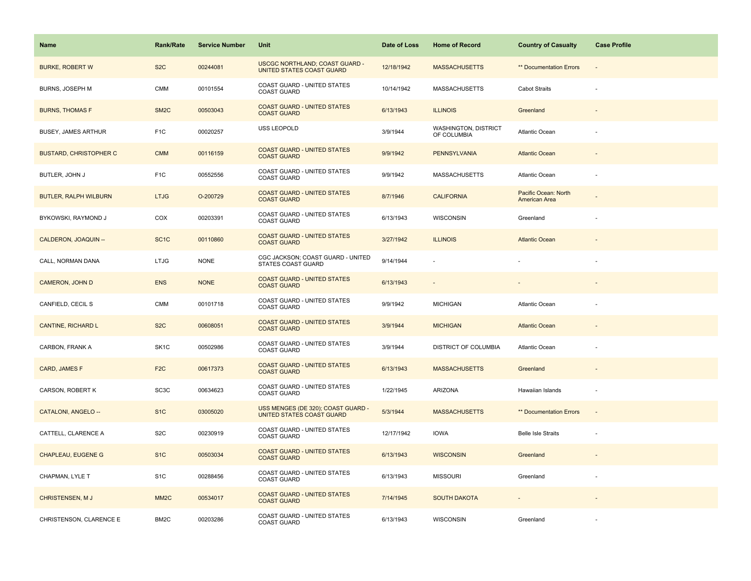| Name | Rank/Rate | Service Number | Unit | Date of Loss | Home of Record | Country of Casualty | Case Profile |
|---|---|---|---|---|---|---|---|
| BURKE, ROBERT W | S2C | 00244081 | USCGC NORTHLAND; COAST GUARD - UNITED STATES COAST GUARD | 12/18/1942 | MASSACHUSETTS | ** Documentation Errors | - |
| BURNS, JOSEPH M | CMM | 00101554 | COAST GUARD - UNITED STATES COAST GUARD | 10/14/1942 | MASSACHUSETTS | Cabot Straits | - |
| BURNS, THOMAS F | SM2C | 00503043 | COAST GUARD - UNITED STATES COAST GUARD | 6/13/1943 | ILLINOIS | Greenland | - |
| BUSEY, JAMES ARTHUR | F1C | 00020257 | USS LEOPOLD | 3/9/1944 | WASHINGTON, DISTRICT OF COLUMBIA | Atlantic Ocean | - |
| BUSTARD, CHRISTOPHER C | CMM | 00116159 | COAST GUARD - UNITED STATES COAST GUARD | 9/9/1942 | PENNSYLVANIA | Atlantic Ocean | - |
| BUTLER, JOHN J | F1C | 00552556 | COAST GUARD - UNITED STATES COAST GUARD | 9/9/1942 | MASSACHUSETTS | Atlantic Ocean | - |
| BUTLER, RALPH WILBURN | LTJG | O-200729 | COAST GUARD - UNITED STATES COAST GUARD | 8/7/1946 | CALIFORNIA | Pacific Ocean: North American Area | - |
| BYKOWSKI, RAYMOND J | COX | 00203391 | COAST GUARD - UNITED STATES COAST GUARD | 6/13/1943 | WISCONSIN | Greenland | - |
| CALDERON, JOAQUIN -- | SC1C | 00110860 | COAST GUARD - UNITED STATES COAST GUARD | 3/27/1942 | ILLINOIS | Atlantic Ocean | - |
| CALL, NORMAN DANA | LTJG | NONE | CGC JACKSON; COAST GUARD - UNITED STATES COAST GUARD | 9/14/1944 | - | - | - |
| CAMERON, JOHN D | ENS | NONE | COAST GUARD - UNITED STATES COAST GUARD | 6/13/1943 | - | - | - |
| CANFIELD, CECIL S | CMM | 00101718 | COAST GUARD - UNITED STATES COAST GUARD | 9/9/1942 | MICHIGAN | Atlantic Ocean | - |
| CANTINE, RICHARD L | S2C | 00608051 | COAST GUARD - UNITED STATES COAST GUARD | 3/9/1944 | MICHIGAN | Atlantic Ocean | - |
| CARBON, FRANK A | SK1C | 00502986 | COAST GUARD - UNITED STATES COAST GUARD | 3/9/1944 | DISTRICT OF COLUMBIA | Atlantic Ocean | - |
| CARD, JAMES F | F2C | 00617373 | COAST GUARD - UNITED STATES COAST GUARD | 6/13/1943 | MASSACHUSETTS | Greenland | - |
| CARSON, ROBERT K | SC3C | 00634623 | COAST GUARD - UNITED STATES COAST GUARD | 1/22/1945 | ARIZONA | Hawaiian Islands | - |
| CATALONI, ANGELO -- | S1C | 03005020 | USS MENGES (DE 320); COAST GUARD - UNITED STATES COAST GUARD | 5/3/1944 | MASSACHUSETTS | ** Documentation Errors | - |
| CATTELL, CLARENCE A | S2C | 00230919 | COAST GUARD - UNITED STATES COAST GUARD | 12/17/1942 | IOWA | Belle Isle Straits | - |
| CHAPLEAU, EUGENE G | S1C | 00503034 | COAST GUARD - UNITED STATES COAST GUARD | 6/13/1943 | WISCONSIN | Greenland | - |
| CHAPMAN, LYLE T | S1C | 00288456 | COAST GUARD - UNITED STATES COAST GUARD | 6/13/1943 | MISSOURI | Greenland | - |
| CHRISTENSEN, M J | MM2C | 00534017 | COAST GUARD - UNITED STATES COAST GUARD | 7/14/1945 | SOUTH DAKOTA | - | - |
| CHRISTENSON, CLARENCE E | BM2C | 00203286 | COAST GUARD - UNITED STATES COAST GUARD | 6/13/1943 | WISCONSIN | Greenland | - |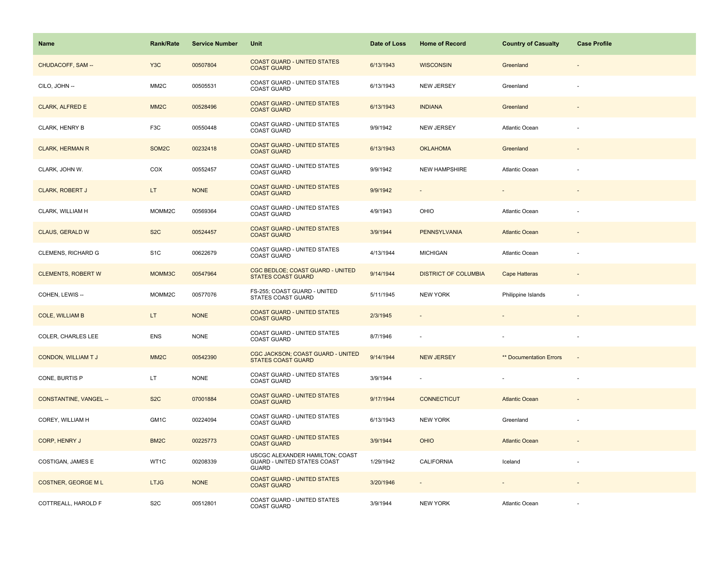| Name | Rank/Rate | Service Number | Unit | Date of Loss | Home of Record | Country of Casualty | Case Profile |
| --- | --- | --- | --- | --- | --- | --- | --- |
| CHUDACOFF, SAM -- | Y3C | 00507804 | COAST GUARD - UNITED STATES COAST GUARD | 6/13/1943 | WISCONSIN | Greenland | - |
| CILO, JOHN -- | MM2C | 00505531 | COAST GUARD - UNITED STATES COAST GUARD | 6/13/1943 | NEW JERSEY | Greenland | - |
| CLARK, ALFRED E | MM2C | 00528496 | COAST GUARD - UNITED STATES COAST GUARD | 6/13/1943 | INDIANA | Greenland | - |
| CLARK, HENRY B | F3C | 00550448 | COAST GUARD - UNITED STATES COAST GUARD | 9/9/1942 | NEW JERSEY | Atlantic Ocean | - |
| CLARK, HERMAN R | SOM2C | 00232418 | COAST GUARD - UNITED STATES COAST GUARD | 6/13/1943 | OKLAHOMA | Greenland | - |
| CLARK, JOHN W. | COX | 00552457 | COAST GUARD - UNITED STATES COAST GUARD | 9/9/1942 | NEW HAMPSHIRE | Atlantic Ocean | - |
| CLARK, ROBERT J | LT | NONE | COAST GUARD - UNITED STATES COAST GUARD | 9/9/1942 | - | - | - |
| CLARK, WILLIAM H | MOMM2C | 00569364 | COAST GUARD - UNITED STATES COAST GUARD | 4/9/1943 | OHIO | Atlantic Ocean | - |
| CLAUS, GERALD W | S2C | 00524457 | COAST GUARD - UNITED STATES COAST GUARD | 3/9/1944 | PENNSYLVANIA | Atlantic Ocean | - |
| CLEMENS, RICHARD G | S1C | 00622679 | COAST GUARD - UNITED STATES COAST GUARD | 4/13/1944 | MICHIGAN | Atlantic Ocean | - |
| CLEMENTS, ROBERT W | MOMM3C | 00547964 | CGC BEDLOE; COAST GUARD - UNITED STATES COAST GUARD | 9/14/1944 | DISTRICT OF COLUMBIA | Cape Hatteras | - |
| COHEN, LEWIS -- | MOMM2C | 00577076 | FS-255; COAST GUARD - UNITED STATES COAST GUARD | 5/11/1945 | NEW YORK | Philippine Islands | - |
| COLE, WILLIAM B | LT | NONE | COAST GUARD - UNITED STATES COAST GUARD | 2/3/1945 | - | - | - |
| COLER, CHARLES LEE | ENS | NONE | COAST GUARD - UNITED STATES COAST GUARD | 8/7/1946 | - | - | - |
| CONDON, WILLIAM T J | MM2C | 00542390 | CGC JACKSON; COAST GUARD - UNITED STATES COAST GUARD | 9/14/1944 | NEW JERSEY | ** Documentation Errors | - |
| CONE, BURTIS P | LT | NONE | COAST GUARD - UNITED STATES COAST GUARD | 3/9/1944 | - | - | - |
| CONSTANTINE, VANGEL -- | S2C | 07001884 | COAST GUARD - UNITED STATES COAST GUARD | 9/17/1944 | CONNECTICUT | Atlantic Ocean | - |
| COREY, WILLIAM H | GM1C | 00224094 | COAST GUARD - UNITED STATES COAST GUARD | 6/13/1943 | NEW YORK | Greenland | - |
| CORP, HENRY J | BM2C | 00225773 | COAST GUARD - UNITED STATES COAST GUARD | 3/9/1944 | OHIO | Atlantic Ocean | - |
| COSTIGAN, JAMES E | WT1C | 00208339 | USCGC ALEXANDER HAMILTON; COAST GUARD - UNITED STATES COAST GUARD | 1/29/1942 | CALIFORNIA | Iceland | - |
| COSTNER, GEORGE M L | LTJG | NONE | COAST GUARD - UNITED STATES COAST GUARD | 3/20/1946 | - | - | - |
| COTTREALL, HAROLD F | S2C | 00512801 | COAST GUARD - UNITED STATES COAST GUARD | 3/9/1944 | NEW YORK | Atlantic Ocean | - |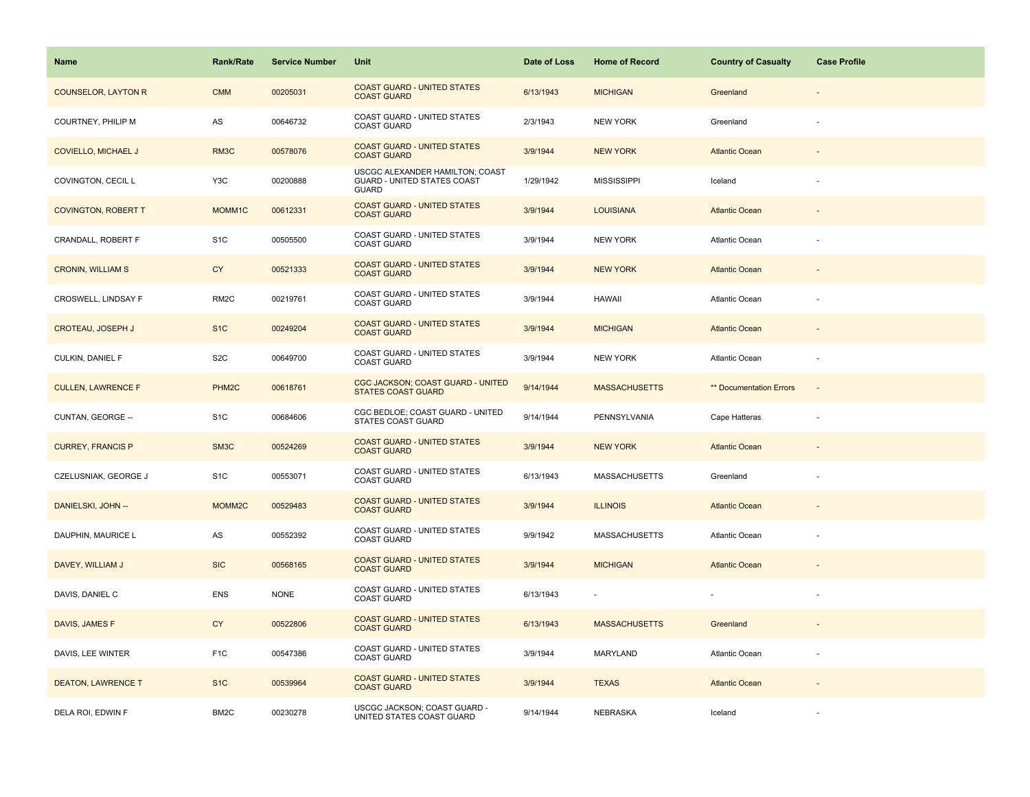| Name | Rank/Rate | Service Number | Unit | Date of Loss | Home of Record | Country of Casualty | Case Profile |
|---|---|---|---|---|---|---|---|
| COUNSELOR, LAYTON R | CMM | 00205031 | COAST GUARD - UNITED STATES COAST GUARD | 6/13/1943 | MICHIGAN | Greenland | - |
| COURTNEY, PHILIP M | AS | 00646732 | COAST GUARD - UNITED STATES COAST GUARD | 2/3/1943 | NEW YORK | Greenland | - |
| COVIELLO, MICHAEL J | RM3C | 00578076 | COAST GUARD - UNITED STATES COAST GUARD | 3/9/1944 | NEW YORK | Atlantic Ocean | - |
| COVINGTON, CECIL L | Y3C | 00200888 | USCGC ALEXANDER HAMILTON; COAST GUARD - UNITED STATES COAST GUARD | 1/29/1942 | MISSISSIPPI | Iceland | - |
| COVINGTON, ROBERT T | MOMM1C | 00612331 | COAST GUARD - UNITED STATES COAST GUARD | 3/9/1944 | LOUISIANA | Atlantic Ocean | - |
| CRANDALL, ROBERT F | S1C | 00505500 | COAST GUARD - UNITED STATES COAST GUARD | 3/9/1944 | NEW YORK | Atlantic Ocean | - |
| CRONIN, WILLIAM S | CY | 00521333 | COAST GUARD - UNITED STATES COAST GUARD | 3/9/1944 | NEW YORK | Atlantic Ocean | - |
| CROSWELL, LINDSAY F | RM2C | 00219761 | COAST GUARD - UNITED STATES COAST GUARD | 3/9/1944 | HAWAII | Atlantic Ocean | - |
| CROTEAU, JOSEPH J | S1C | 00249204 | COAST GUARD - UNITED STATES COAST GUARD | 3/9/1944 | MICHIGAN | Atlantic Ocean | - |
| CULKIN, DANIEL F | S2C | 00649700 | COAST GUARD - UNITED STATES COAST GUARD | 3/9/1944 | NEW YORK | Atlantic Ocean | - |
| CULLEN, LAWRENCE F | PHM2C | 00618761 | CGC JACKSON; COAST GUARD - UNITED STATES COAST GUARD | 9/14/1944 | MASSACHUSETTS | ** Documentation Errors | - |
| CUNTAN, GEORGE -- | S1C | 00684606 | CGC BEDLOE; COAST GUARD - UNITED STATES COAST GUARD | 9/14/1944 | PENNSYLVANIA | Cape Hatteras | - |
| CURREY, FRANCIS P | SM3C | 00524269 | COAST GUARD - UNITED STATES COAST GUARD | 3/9/1944 | NEW YORK | Atlantic Ocean | - |
| CZELUSNIAK, GEORGE J | S1C | 00553071 | COAST GUARD - UNITED STATES COAST GUARD | 6/13/1943 | MASSACHUSETTS | Greenland | - |
| DANIELSKI, JOHN -- | MOMM2C | 00529483 | COAST GUARD - UNITED STATES COAST GUARD | 3/9/1944 | ILLINOIS | Atlantic Ocean | - |
| DAUPHIN, MAURICE L | AS | 00552392 | COAST GUARD - UNITED STATES COAST GUARD | 9/9/1942 | MASSACHUSETTS | Atlantic Ocean | - |
| DAVEY, WILLIAM J | SIC | 00568165 | COAST GUARD - UNITED STATES COAST GUARD | 3/9/1944 | MICHIGAN | Atlantic Ocean | - |
| DAVIS, DANIEL C | ENS | NONE | COAST GUARD - UNITED STATES COAST GUARD | 6/13/1943 | - | - | - |
| DAVIS, JAMES F | CY | 00522806 | COAST GUARD - UNITED STATES COAST GUARD | 6/13/1943 | MASSACHUSETTS | Greenland | - |
| DAVIS, LEE WINTER | F1C | 00547386 | COAST GUARD - UNITED STATES COAST GUARD | 3/9/1944 | MARYLAND | Atlantic Ocean | - |
| DEATON, LAWRENCE T | S1C | 00539964 | COAST GUARD - UNITED STATES COAST GUARD | 3/9/1944 | TEXAS | Atlantic Ocean | - |
| DELA ROI, EDWIN F | BM2C | 00230278 | USCGC JACKSON; COAST GUARD - UNITED STATES COAST GUARD | 9/14/1944 | NEBRASKA | Iceland | - |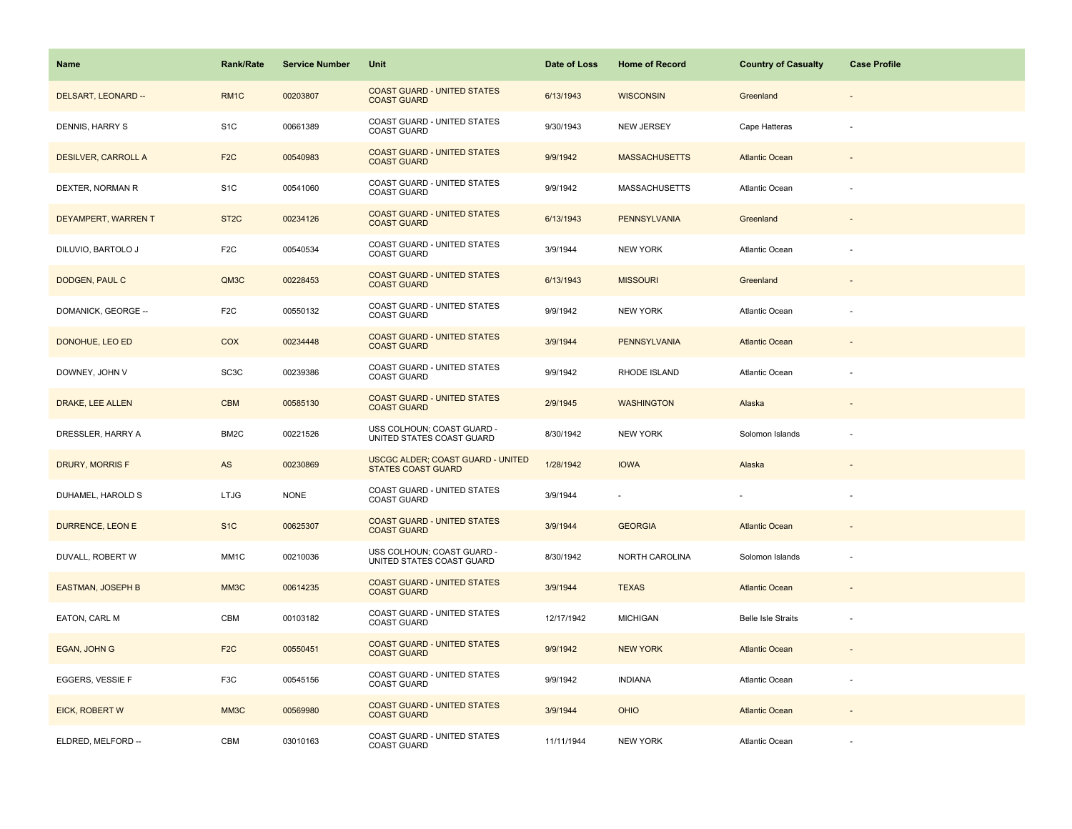| Name | Rank/Rate | Service Number | Unit | Date of Loss | Home of Record | Country of Casualty | Case Profile |
| --- | --- | --- | --- | --- | --- | --- | --- |
| DELSART, LEONARD -- | RM1C | 00203807 | COAST GUARD - UNITED STATES COAST GUARD | 6/13/1943 | WISCONSIN | Greenland | - |
| DENNIS, HARRY S | S1C | 00661389 | COAST GUARD - UNITED STATES COAST GUARD | 9/30/1943 | NEW JERSEY | Cape Hatteras | - |
| DESILVER, CARROLL A | F2C | 00540983 | COAST GUARD - UNITED STATES COAST GUARD | 9/9/1942 | MASSACHUSETTS | Atlantic Ocean | - |
| DEXTER, NORMAN R | S1C | 00541060 | COAST GUARD - UNITED STATES COAST GUARD | 9/9/1942 | MASSACHUSETTS | Atlantic Ocean | - |
| DEYAMPERT, WARREN T | ST2C | 00234126 | COAST GUARD - UNITED STATES COAST GUARD | 6/13/1943 | PENNSYLVANIA | Greenland | - |
| DILUVIO, BARTOLO J | F2C | 00540534 | COAST GUARD - UNITED STATES COAST GUARD | 3/9/1944 | NEW YORK | Atlantic Ocean | - |
| DODGEN, PAUL C | QM3C | 00228453 | COAST GUARD - UNITED STATES COAST GUARD | 6/13/1943 | MISSOURI | Greenland | - |
| DOMANICK, GEORGE -- | F2C | 00550132 | COAST GUARD - UNITED STATES COAST GUARD | 9/9/1942 | NEW YORK | Atlantic Ocean | - |
| DONOHUE, LEO ED | COX | 00234448 | COAST GUARD - UNITED STATES COAST GUARD | 3/9/1944 | PENNSYLVANIA | Atlantic Ocean | - |
| DOWNEY, JOHN V | SC3C | 00239386 | COAST GUARD - UNITED STATES COAST GUARD | 9/9/1942 | RHODE ISLAND | Atlantic Ocean | - |
| DRAKE, LEE ALLEN | CBM | 00585130 | COAST GUARD - UNITED STATES COAST GUARD | 2/9/1945 | WASHINGTON | Alaska | - |
| DRESSLER, HARRY A | BM2C | 00221526 | USS COLHOUN; COAST GUARD - UNITED STATES COAST GUARD | 8/30/1942 | NEW YORK | Solomon Islands | - |
| DRURY, MORRIS F | AS | 00230869 | USCGC ALDER; COAST GUARD - UNITED STATES COAST GUARD | 1/28/1942 | IOWA | Alaska | - |
| DUHAMEL, HAROLD S | LTJG | NONE | COAST GUARD - UNITED STATES COAST GUARD | 3/9/1944 | - | - | - |
| DURRENCE, LEON E | S1C | 00625307 | COAST GUARD - UNITED STATES COAST GUARD | 3/9/1944 | GEORGIA | Atlantic Ocean | - |
| DUVALL, ROBERT W | MM1C | 00210036 | USS COLHOUN; COAST GUARD - UNITED STATES COAST GUARD | 8/30/1942 | NORTH CAROLINA | Solomon Islands | - |
| EASTMAN, JOSEPH B | MM3C | 00614235 | COAST GUARD - UNITED STATES COAST GUARD | 3/9/1944 | TEXAS | Atlantic Ocean | - |
| EATON, CARL M | CBM | 00103182 | COAST GUARD - UNITED STATES COAST GUARD | 12/17/1942 | MICHIGAN | Belle Isle Straits | - |
| EGAN, JOHN G | F2C | 00550451 | COAST GUARD - UNITED STATES COAST GUARD | 9/9/1942 | NEW YORK | Atlantic Ocean | - |
| EGGERS, VESSIE F | F3C | 00545156 | COAST GUARD - UNITED STATES COAST GUARD | 9/9/1942 | INDIANA | Atlantic Ocean | - |
| EICK, ROBERT W | MM3C | 00569980 | COAST GUARD - UNITED STATES COAST GUARD | 3/9/1944 | OHIO | Atlantic Ocean | - |
| ELDRED, MELFORD -- | CBM | 03010163 | COAST GUARD - UNITED STATES COAST GUARD | 11/11/1944 | NEW YORK | Atlantic Ocean | - |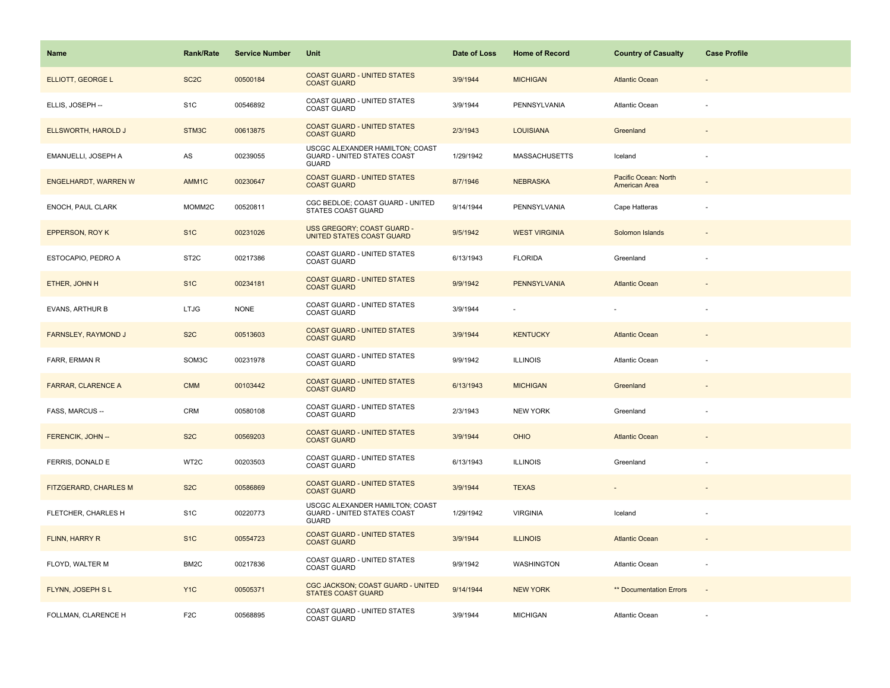| Name | Rank/Rate | Service Number | Unit | Date of Loss | Home of Record | Country of Casualty | Case Profile |
|---|---|---|---|---|---|---|---|
| ELLIOTT, GEORGE L | SC2C | 00500184 | COAST GUARD - UNITED STATES COAST GUARD | 3/9/1944 | MICHIGAN | Atlantic Ocean | - |
| ELLIS, JOSEPH -- | S1C | 00546892 | COAST GUARD - UNITED STATES COAST GUARD | 3/9/1944 | PENNSYLVANIA | Atlantic Ocean | - |
| ELLSWORTH, HAROLD J | STM3C | 00613875 | COAST GUARD - UNITED STATES COAST GUARD | 2/3/1943 | LOUISIANA | Greenland | - |
| EMANUELLI, JOSEPH A | AS | 00239055 | USCGC ALEXANDER HAMILTON; COAST GUARD - UNITED STATES COAST GUARD | 1/29/1942 | MASSACHUSETTS | Iceland | - |
| ENGELHARDT, WARREN W | AMM1C | 00230647 | COAST GUARD - UNITED STATES COAST GUARD | 8/7/1946 | NEBRASKA | Pacific Ocean: North American Area | - |
| ENOCH, PAUL CLARK | MOMM2C | 00520811 | CGC BEDLOE; COAST GUARD - UNITED STATES COAST GUARD | 9/14/1944 | PENNSYLVANIA | Cape Hatteras | - |
| EPPERSON, ROY K | S1C | 00231026 | USS GREGORY; COAST GUARD - UNITED STATES COAST GUARD | 9/5/1942 | WEST VIRGINIA | Solomon Islands | - |
| ESTOCAPIO, PEDRO A | ST2C | 00217386 | COAST GUARD - UNITED STATES COAST GUARD | 6/13/1943 | FLORIDA | Greenland | - |
| ETHER, JOHN H | S1C | 00234181 | COAST GUARD - UNITED STATES COAST GUARD | 9/9/1942 | PENNSYLVANIA | Atlantic Ocean | - |
| EVANS, ARTHUR B | LTJG | NONE | COAST GUARD - UNITED STATES COAST GUARD | 3/9/1944 | - | - | - |
| FARNSLEY, RAYMOND J | S2C | 00513603 | COAST GUARD - UNITED STATES COAST GUARD | 3/9/1944 | KENTUCKY | Atlantic Ocean | - |
| FARR, ERMAN R | SOM3C | 00231978 | COAST GUARD - UNITED STATES COAST GUARD | 9/9/1942 | ILLINOIS | Atlantic Ocean | - |
| FARRAR, CLARENCE A | CMM | 00103442 | COAST GUARD - UNITED STATES COAST GUARD | 6/13/1943 | MICHIGAN | Greenland | - |
| FASS, MARCUS -- | CRM | 00580108 | COAST GUARD - UNITED STATES COAST GUARD | 2/3/1943 | NEW YORK | Greenland | - |
| FERENCIK, JOHN -- | S2C | 00569203 | COAST GUARD - UNITED STATES COAST GUARD | 3/9/1944 | OHIO | Atlantic Ocean | - |
| FERRIS, DONALD E | WT2C | 00203503 | COAST GUARD - UNITED STATES COAST GUARD | 6/13/1943 | ILLINOIS | Greenland | - |
| FITZGERARD, CHARLES M | S2C | 00586869 | COAST GUARD - UNITED STATES COAST GUARD | 3/9/1944 | TEXAS | - | - |
| FLETCHER, CHARLES H | S1C | 00220773 | USCGC ALEXANDER HAMILTON; COAST GUARD - UNITED STATES COAST GUARD | 1/29/1942 | VIRGINIA | Iceland | - |
| FLINN, HARRY R | S1C | 00554723 | COAST GUARD - UNITED STATES COAST GUARD | 3/9/1944 | ILLINOIS | Atlantic Ocean | - |
| FLOYD, WALTER M | BM2C | 00217836 | COAST GUARD - UNITED STATES COAST GUARD | 9/9/1942 | WASHINGTON | Atlantic Ocean | - |
| FLYNN, JOSEPH S L | Y1C | 00505371 | CGC JACKSON; COAST GUARD - UNITED STATES COAST GUARD | 9/14/1944 | NEW YORK | ** Documentation Errors | - |
| FOLLMAN, CLARENCE H | F2C | 00568895 | COAST GUARD - UNITED STATES COAST GUARD | 3/9/1944 | MICHIGAN | Atlantic Ocean | - |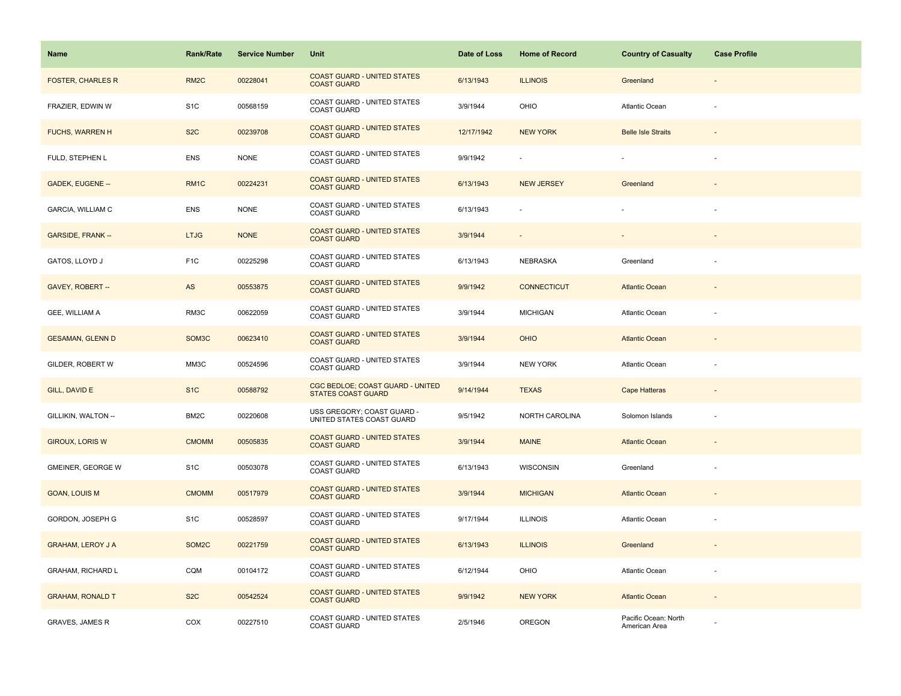| Name | Rank/Rate | Service Number | Unit | Date of Loss | Home of Record | Country of Casualty | Case Profile |
|---|---|---|---|---|---|---|---|
| FOSTER, CHARLES R | RM2C | 00228041 | COAST GUARD - UNITED STATES COAST GUARD | 6/13/1943 | ILLINOIS | Greenland | - |
| FRAZIER, EDWIN W | S1C | 00568159 | COAST GUARD - UNITED STATES COAST GUARD | 3/9/1944 | OHIO | Atlantic Ocean | - |
| FUCHS, WARREN H | S2C | 00239708 | COAST GUARD - UNITED STATES COAST GUARD | 12/17/1942 | NEW YORK | Belle Isle Straits | - |
| FULD, STEPHEN L | ENS | NONE | COAST GUARD - UNITED STATES COAST GUARD | 9/9/1942 | - | - | - |
| GADEK, EUGENE -- | RM1C | 00224231 | COAST GUARD - UNITED STATES COAST GUARD | 6/13/1943 | NEW JERSEY | Greenland | - |
| GARCIA, WILLIAM C | ENS | NONE | COAST GUARD - UNITED STATES COAST GUARD | 6/13/1943 | - | - | - |
| GARSIDE, FRANK -- | LTJG | NONE | COAST GUARD - UNITED STATES COAST GUARD | 3/9/1944 | - | - | - |
| GATOS, LLOYD J | F1C | 00225298 | COAST GUARD - UNITED STATES COAST GUARD | 6/13/1943 | NEBRASKA | Greenland | - |
| GAVEY, ROBERT -- | AS | 00553875 | COAST GUARD - UNITED STATES COAST GUARD | 9/9/1942 | CONNECTICUT | Atlantic Ocean | - |
| GEE, WILLIAM A | RM3C | 00622059 | COAST GUARD - UNITED STATES COAST GUARD | 3/9/1944 | MICHIGAN | Atlantic Ocean | - |
| GESAMAN, GLENN D | SOM3C | 00623410 | COAST GUARD - UNITED STATES COAST GUARD | 3/9/1944 | OHIO | Atlantic Ocean | - |
| GILDER, ROBERT W | MM3C | 00524596 | COAST GUARD - UNITED STATES COAST GUARD | 3/9/1944 | NEW YORK | Atlantic Ocean | - |
| GILL, DAVID E | S1C | 00588792 | CGC BEDLOE; COAST GUARD - UNITED STATES COAST GUARD | 9/14/1944 | TEXAS | Cape Hatteras | - |
| GILLIKIN, WALTON -- | BM2C | 00220608 | USS GREGORY; COAST GUARD - UNITED STATES COAST GUARD | 9/5/1942 | NORTH CAROLINA | Solomon Islands | - |
| GIROUX, LORIS W | CMOMM | 00505835 | COAST GUARD - UNITED STATES COAST GUARD | 3/9/1944 | MAINE | Atlantic Ocean | - |
| GMEINER, GEORGE W | S1C | 00503078 | COAST GUARD - UNITED STATES COAST GUARD | 6/13/1943 | WISCONSIN | Greenland | - |
| GOAN, LOUIS M | CMOMM | 00517979 | COAST GUARD - UNITED STATES COAST GUARD | 3/9/1944 | MICHIGAN | Atlantic Ocean | - |
| GORDON, JOSEPH G | S1C | 00528597 | COAST GUARD - UNITED STATES COAST GUARD | 9/17/1944 | ILLINOIS | Atlantic Ocean | - |
| GRAHAM, LEROY J A | SOM2C | 00221759 | COAST GUARD - UNITED STATES COAST GUARD | 6/13/1943 | ILLINOIS | Greenland | - |
| GRAHAM, RICHARD L | CQM | 00104172 | COAST GUARD - UNITED STATES COAST GUARD | 6/12/1944 | OHIO | Atlantic Ocean | - |
| GRAHAM, RONALD T | S2C | 00542524 | COAST GUARD - UNITED STATES COAST GUARD | 9/9/1942 | NEW YORK | Atlantic Ocean | - |
| GRAVES, JAMES R | COX | 00227510 | COAST GUARD - UNITED STATES COAST GUARD | 2/5/1946 | OREGON | Pacific Ocean: North American Area | - |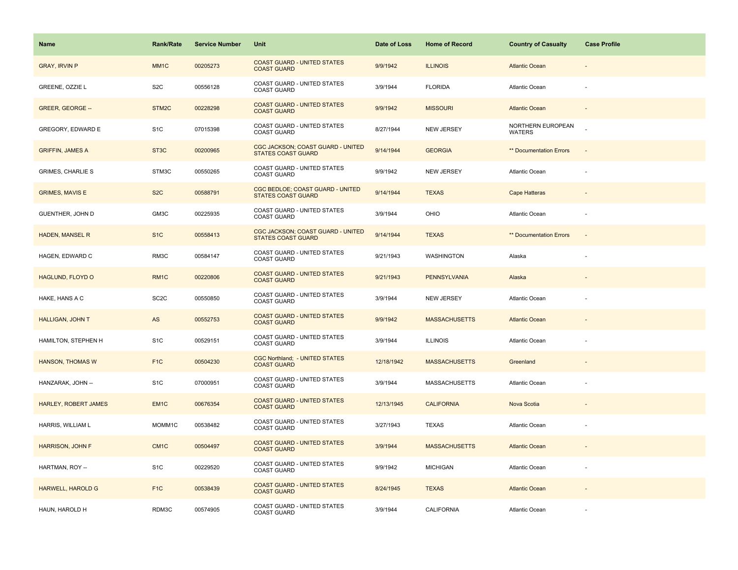| Name | Rank/Rate | Service Number | Unit | Date of Loss | Home of Record | Country of Casualty | Case Profile |
| --- | --- | --- | --- | --- | --- | --- | --- |
| GRAY, IRVIN P | MM1C | 00205273 | COAST GUARD - UNITED STATES COAST GUARD | 9/9/1942 | ILLINOIS | Atlantic Ocean | - |
| GREENE, OZZIE L | S2C | 00556128 | COAST GUARD - UNITED STATES COAST GUARD | 3/9/1944 | FLORIDA | Atlantic Ocean | - |
| GREER, GEORGE -- | STM2C | 00228298 | COAST GUARD - UNITED STATES COAST GUARD | 9/9/1942 | MISSOURI | Atlantic Ocean | - |
| GREGORY, EDWARD E | S1C | 07015398 | COAST GUARD - UNITED STATES COAST GUARD | 8/27/1944 | NEW JERSEY | NORTHERN EUROPEAN WATERS | - |
| GRIFFIN, JAMES A | ST3C | 00200965 | CGC JACKSON; COAST GUARD - UNITED STATES COAST GUARD | 9/14/1944 | GEORGIA | ** Documentation Errors | - |
| GRIMES, CHARLIE S | STM3C | 00550265 | COAST GUARD - UNITED STATES COAST GUARD | 9/9/1942 | NEW JERSEY | Atlantic Ocean | - |
| GRIMES, MAVIS E | S2C | 00588791 | CGC BEDLOE; COAST GUARD - UNITED STATES COAST GUARD | 9/14/1944 | TEXAS | Cape Hatteras | - |
| GUENTHER, JOHN D | GM3C | 00225935 | COAST GUARD - UNITED STATES COAST GUARD | 3/9/1944 | OHIO | Atlantic Ocean | - |
| HADEN, MANSEL R | S1C | 00558413 | CGC JACKSON; COAST GUARD - UNITED STATES COAST GUARD | 9/14/1944 | TEXAS | ** Documentation Errors | - |
| HAGEN, EDWARD C | RM3C | 00584147 | COAST GUARD - UNITED STATES COAST GUARD | 9/21/1943 | WASHINGTON | Alaska | - |
| HAGLUND, FLOYD O | RM1C | 00220806 | COAST GUARD - UNITED STATES COAST GUARD | 9/21/1943 | PENNSYLVANIA | Alaska | - |
| HAKE, HANS A C | SC2C | 00550850 | COAST GUARD - UNITED STATES COAST GUARD | 3/9/1944 | NEW JERSEY | Atlantic Ocean | - |
| HALLIGAN, JOHN T | AS | 00552753 | COAST GUARD - UNITED STATES COAST GUARD | 9/9/1942 | MASSACHUSETTS | Atlantic Ocean | - |
| HAMILTON, STEPHEN H | S1C | 00529151 | COAST GUARD - UNITED STATES COAST GUARD | 3/9/1944 | ILLINOIS | Atlantic Ocean | - |
| HANSON, THOMAS W | F1C | 00504230 | CGC Northland; - UNITED STATES COAST GUARD | 12/18/1942 | MASSACHUSETTS | Greenland | - |
| HANZARAK, JOHN -- | S1C | 07000951 | COAST GUARD - UNITED STATES COAST GUARD | 3/9/1944 | MASSACHUSETTS | Atlantic Ocean | - |
| HARLEY, ROBERT JAMES | EM1C | 00676354 | COAST GUARD - UNITED STATES COAST GUARD | 12/13/1945 | CALIFORNIA | Nova Scotia | - |
| HARRIS, WILLIAM L | MOMM1C | 00538482 | COAST GUARD - UNITED STATES COAST GUARD | 3/27/1943 | TEXAS | Atlantic Ocean | - |
| HARRISON, JOHN F | CM1C | 00504497 | COAST GUARD - UNITED STATES COAST GUARD | 3/9/1944 | MASSACHUSETTS | Atlantic Ocean | - |
| HARTMAN, ROY -- | S1C | 00229520 | COAST GUARD - UNITED STATES COAST GUARD | 9/9/1942 | MICHIGAN | Atlantic Ocean | - |
| HARWELL, HAROLD G | F1C | 00538439 | COAST GUARD - UNITED STATES COAST GUARD | 8/24/1945 | TEXAS | Atlantic Ocean | - |
| HAUN, HAROLD H | RDM3C | 00574905 | COAST GUARD - UNITED STATES COAST GUARD | 3/9/1944 | CALIFORNIA | Atlantic Ocean | - |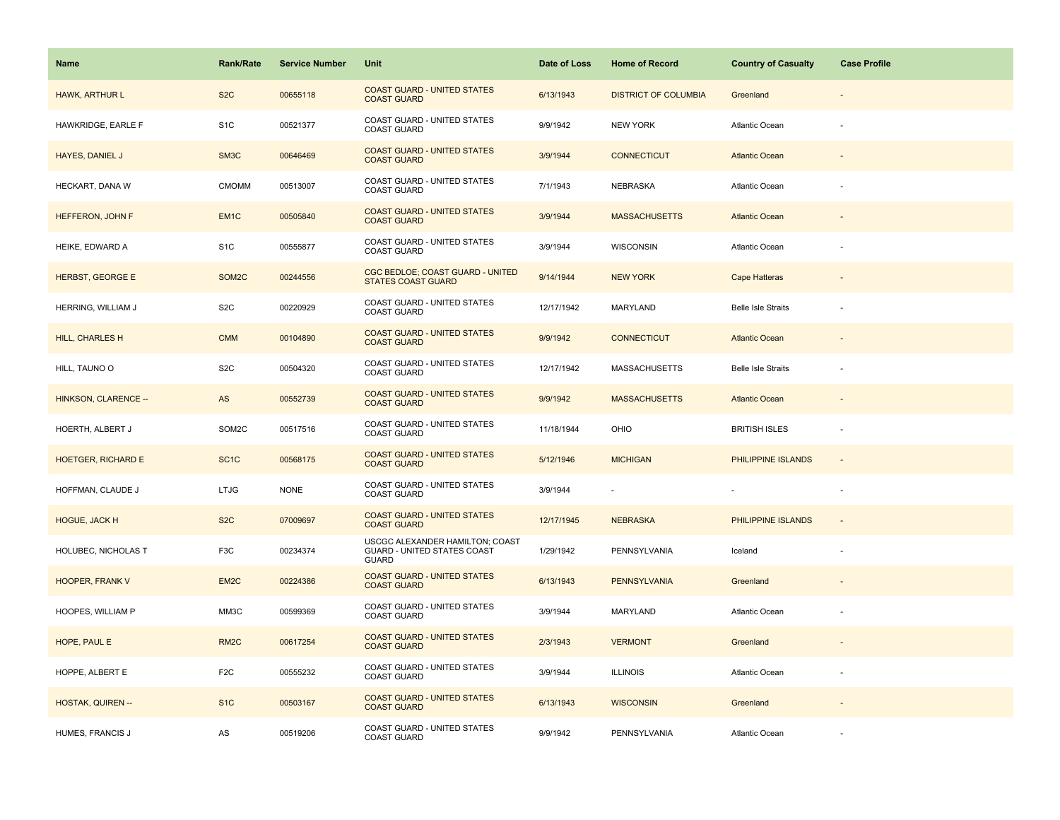| Name | Rank/Rate | Service Number | Unit | Date of Loss | Home of Record | Country of Casualty | Case Profile |
| --- | --- | --- | --- | --- | --- | --- | --- |
| HAWK, ARTHUR L | S2C | 00655118 | COAST GUARD - UNITED STATES COAST GUARD | 6/13/1943 | DISTRICT OF COLUMBIA | Greenland | - |
| HAWKRIDGE, EARLE F | S1C | 00521377 | COAST GUARD - UNITED STATES COAST GUARD | 9/9/1942 | NEW YORK | Atlantic Ocean | - |
| HAYES, DANIEL J | SM3C | 00646469 | COAST GUARD - UNITED STATES COAST GUARD | 3/9/1944 | CONNECTICUT | Atlantic Ocean | - |
| HECKART, DANA W | CMOMM | 00513007 | COAST GUARD - UNITED STATES COAST GUARD | 7/1/1943 | NEBRASKA | Atlantic Ocean | - |
| HEFFERON, JOHN F | EM1C | 00505840 | COAST GUARD - UNITED STATES COAST GUARD | 3/9/1944 | MASSACHUSETTS | Atlantic Ocean | - |
| HEIKE, EDWARD A | S1C | 00555877 | COAST GUARD - UNITED STATES COAST GUARD | 3/9/1944 | WISCONSIN | Atlantic Ocean | - |
| HERBST, GEORGE E | SOM2C | 00244556 | CGC BEDLOE; COAST GUARD - UNITED STATES COAST GUARD | 9/14/1944 | NEW YORK | Cape Hatteras | - |
| HERRING, WILLIAM J | S2C | 00220929 | COAST GUARD - UNITED STATES COAST GUARD | 12/17/1942 | MARYLAND | Belle Isle Straits | - |
| HILL, CHARLES H | CMM | 00104890 | COAST GUARD - UNITED STATES COAST GUARD | 9/9/1942 | CONNECTICUT | Atlantic Ocean | - |
| HILL, TAUNO O | S2C | 00504320 | COAST GUARD - UNITED STATES COAST GUARD | 12/17/1942 | MASSACHUSETTS | Belle Isle Straits | - |
| HINKSON, CLARENCE -- | AS | 00552739 | COAST GUARD - UNITED STATES COAST GUARD | 9/9/1942 | MASSACHUSETTS | Atlantic Ocean | - |
| HOERTH, ALBERT J | SOM2C | 00517516 | COAST GUARD - UNITED STATES COAST GUARD | 11/18/1944 | OHIO | BRITISH ISLES | - |
| HOETGER, RICHARD E | SC1C | 00568175 | COAST GUARD - UNITED STATES COAST GUARD | 5/12/1946 | MICHIGAN | PHILIPPINE ISLANDS | - |
| HOFFMAN, CLAUDE J | LTJG | NONE | COAST GUARD - UNITED STATES COAST GUARD | 3/9/1944 | - | - | - |
| HOGUE, JACK H | S2C | 07009697 | COAST GUARD - UNITED STATES COAST GUARD | 12/17/1945 | NEBRASKA | PHILIPPINE ISLANDS | - |
| HOLUBEC, NICHOLAS T | F3C | 00234374 | USCGC ALEXANDER HAMILTON; COAST GUARD - UNITED STATES COAST GUARD | 1/29/1942 | PENNSYLVANIA | Iceland | - |
| HOOPER, FRANK V | EM2C | 00224386 | COAST GUARD - UNITED STATES COAST GUARD | 6/13/1943 | PENNSYLVANIA | Greenland | - |
| HOOPES, WILLIAM P | MM3C | 00599369 | COAST GUARD - UNITED STATES COAST GUARD | 3/9/1944 | MARYLAND | Atlantic Ocean | - |
| HOPE, PAUL E | RM2C | 00617254 | COAST GUARD - UNITED STATES COAST GUARD | 2/3/1943 | VERMONT | Greenland | - |
| HOPPE, ALBERT E | F2C | 00555232 | COAST GUARD - UNITED STATES COAST GUARD | 3/9/1944 | ILLINOIS | Atlantic Ocean | - |
| HOSTAK, QUIREN -- | S1C | 00503167 | COAST GUARD - UNITED STATES COAST GUARD | 6/13/1943 | WISCONSIN | Greenland | - |
| HUMES, FRANCIS J | AS | 00519206 | COAST GUARD - UNITED STATES COAST GUARD | 9/9/1942 | PENNSYLVANIA | Atlantic Ocean | - |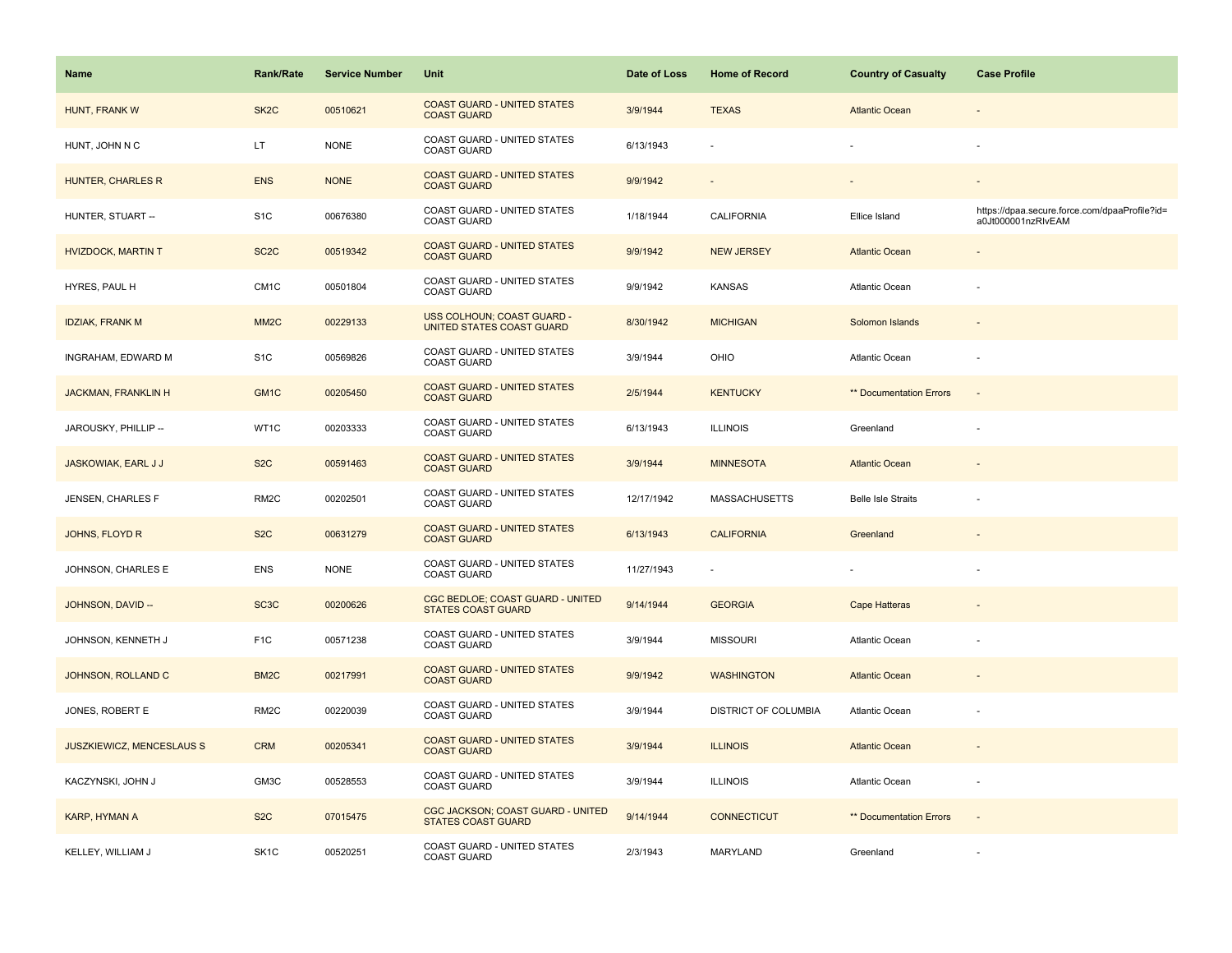| Name | Rank/Rate | Service Number | Unit | Date of Loss | Home of Record | Country of Casualty | Case Profile |
| --- | --- | --- | --- | --- | --- | --- | --- |
| HUNT, FRANK W | SK2C | 00510621 | COAST GUARD - UNITED STATES COAST GUARD | 3/9/1944 | TEXAS | Atlantic Ocean | - |
| HUNT, JOHN N C | LT | NONE | COAST GUARD - UNITED STATES COAST GUARD | 6/13/1943 | - | - | - |
| HUNTER, CHARLES R | ENS | NONE | COAST GUARD - UNITED STATES COAST GUARD | 9/9/1942 | - | - | - |
| HUNTER, STUART -- | S1C | 00676380 | COAST GUARD - UNITED STATES COAST GUARD | 1/18/1944 | CALIFORNIA | Ellice Island | https://dpaa.secure.force.com/dpaaProfile?id=a0Jt000001nzRIvEAM |
| HVIZDOCK, MARTIN T | SC2C | 00519342 | COAST GUARD - UNITED STATES COAST GUARD | 9/9/1942 | NEW JERSEY | Atlantic Ocean | - |
| HYRES, PAUL H | CM1C | 00501804 | COAST GUARD - UNITED STATES COAST GUARD | 9/9/1942 | KANSAS | Atlantic Ocean | - |
| IDZIAK, FRANK M | MM2C | 00229133 | USS COLHOUN; COAST GUARD - UNITED STATES COAST GUARD | 8/30/1942 | MICHIGAN | Solomon Islands | - |
| INGRAHAM, EDWARD M | S1C | 00569826 | COAST GUARD - UNITED STATES COAST GUARD | 3/9/1944 | OHIO | Atlantic Ocean | - |
| JACKMAN, FRANKLIN H | GM1C | 00205450 | COAST GUARD - UNITED STATES COAST GUARD | 2/5/1944 | KENTUCKY | ** Documentation Errors | - |
| JAROUSKY, PHILLIP -- | WT1C | 00203333 | COAST GUARD - UNITED STATES COAST GUARD | 6/13/1943 | ILLINOIS | Greenland | - |
| JASKOWIAK, EARL J J | S2C | 00591463 | COAST GUARD - UNITED STATES COAST GUARD | 3/9/1944 | MINNESOTA | Atlantic Ocean | - |
| JENSEN, CHARLES F | RM2C | 00202501 | COAST GUARD - UNITED STATES COAST GUARD | 12/17/1942 | MASSACHUSETTS | Belle Isle Straits | - |
| JOHNS, FLOYD R | S2C | 00631279 | COAST GUARD - UNITED STATES COAST GUARD | 6/13/1943 | CALIFORNIA | Greenland | - |
| JOHNSON, CHARLES E | ENS | NONE | COAST GUARD - UNITED STATES COAST GUARD | 11/27/1943 | - | - | - |
| JOHNSON, DAVID -- | SC3C | 00200626 | CGC BEDLOE; COAST GUARD - UNITED STATES COAST GUARD | 9/14/1944 | GEORGIA | Cape Hatteras | - |
| JOHNSON, KENNETH J | F1C | 00571238 | COAST GUARD - UNITED STATES COAST GUARD | 3/9/1944 | MISSOURI | Atlantic Ocean | - |
| JOHNSON, ROLLAND C | BM2C | 00217991 | COAST GUARD - UNITED STATES COAST GUARD | 9/9/1942 | WASHINGTON | Atlantic Ocean | - |
| JONES, ROBERT E | RM2C | 00220039 | COAST GUARD - UNITED STATES COAST GUARD | 3/9/1944 | DISTRICT OF COLUMBIA | Atlantic Ocean | - |
| JUSZKIEWICZ, MENCESLAUS S | CRM | 00205341 | COAST GUARD - UNITED STATES COAST GUARD | 3/9/1944 | ILLINOIS | Atlantic Ocean | - |
| KACZYNSKI, JOHN J | GM3C | 00528553 | COAST GUARD - UNITED STATES COAST GUARD | 3/9/1944 | ILLINOIS | Atlantic Ocean | - |
| KARP, HYMAN A | S2C | 07015475 | CGC JACKSON; COAST GUARD - UNITED STATES COAST GUARD | 9/14/1944 | CONNECTICUT | ** Documentation Errors | - |
| KELLEY, WILLIAM J | SK1C | 00520251 | COAST GUARD - UNITED STATES COAST GUARD | 2/3/1943 | MARYLAND | Greenland | - |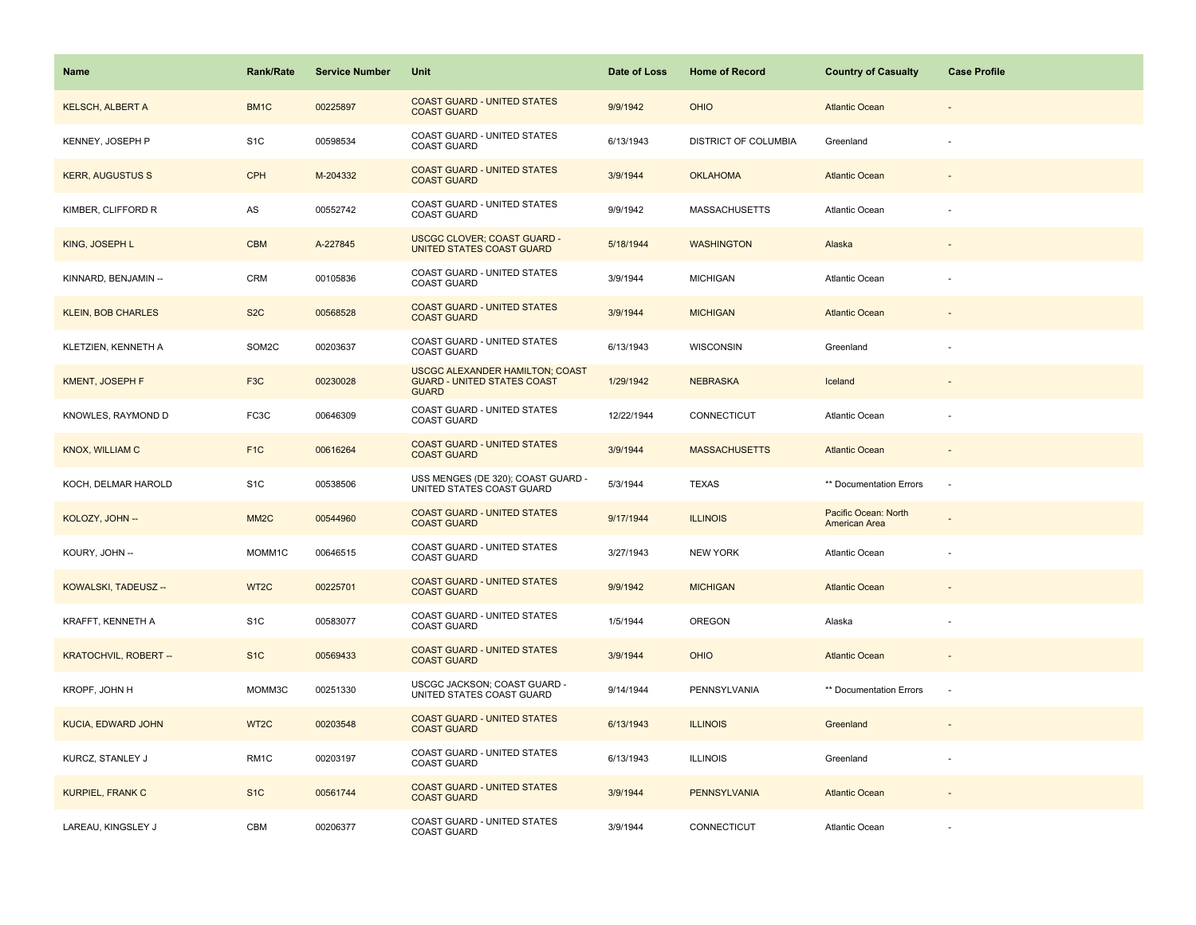| Name | Rank/Rate | Service Number | Unit | Date of Loss | Home of Record | Country of Casualty | Case Profile |
| --- | --- | --- | --- | --- | --- | --- | --- |
| KELSCH, ALBERT A | BM1C | 00225897 | COAST GUARD - UNITED STATES COAST GUARD | 9/9/1942 | OHIO | Atlantic Ocean | - |
| KENNEY, JOSEPH P | S1C | 00598534 | COAST GUARD - UNITED STATES COAST GUARD | 6/13/1943 | DISTRICT OF COLUMBIA | Greenland | - |
| KERR, AUGUSTUS S | CPH | M-204332 | COAST GUARD - UNITED STATES COAST GUARD | 3/9/1944 | OKLAHOMA | Atlantic Ocean | - |
| KIMBER, CLIFFORD R | AS | 00552742 | COAST GUARD - UNITED STATES COAST GUARD | 9/9/1942 | MASSACHUSETTS | Atlantic Ocean | - |
| KING, JOSEPH L | CBM | A-227845 | USCGC CLOVER; COAST GUARD - UNITED STATES COAST GUARD | 5/18/1944 | WASHINGTON | Alaska | - |
| KINNARD, BENJAMIN -- | CRM | 00105836 | COAST GUARD - UNITED STATES COAST GUARD | 3/9/1944 | MICHIGAN | Atlantic Ocean | - |
| KLEIN, BOB CHARLES | S2C | 00568528 | COAST GUARD - UNITED STATES COAST GUARD | 3/9/1944 | MICHIGAN | Atlantic Ocean | - |
| KLETZIEN, KENNETH A | SOM2C | 00203637 | COAST GUARD - UNITED STATES COAST GUARD | 6/13/1943 | WISCONSIN | Greenland | - |
| KMENT, JOSEPH F | F3C | 00230028 | USCGC ALEXANDER HAMILTON; COAST GUARD - UNITED STATES COAST GUARD | 1/29/1942 | NEBRASKA | Iceland | - |
| KNOWLES, RAYMOND D | FC3C | 00646309 | COAST GUARD - UNITED STATES COAST GUARD | 12/22/1944 | CONNECTICUT | Atlantic Ocean | - |
| KNOX, WILLIAM C | F1C | 00616264 | COAST GUARD - UNITED STATES COAST GUARD | 3/9/1944 | MASSACHUSETTS | Atlantic Ocean | - |
| KOCH, DELMAR HAROLD | S1C | 00538506 | USS MENGES (DE 320); COAST GUARD - UNITED STATES COAST GUARD | 5/3/1944 | TEXAS | ** Documentation Errors | - |
| KOLOZY, JOHN -- | MM2C | 00544960 | COAST GUARD - UNITED STATES COAST GUARD | 9/17/1944 | ILLINOIS | Pacific Ocean: North American Area | - |
| KOURY, JOHN -- | MOMM1C | 00646515 | COAST GUARD - UNITED STATES COAST GUARD | 3/27/1943 | NEW YORK | Atlantic Ocean | - |
| KOWALSKI, TADEUSZ -- | WT2C | 00225701 | COAST GUARD - UNITED STATES COAST GUARD | 9/9/1942 | MICHIGAN | Atlantic Ocean | - |
| KRAFFT, KENNETH A | S1C | 00583077 | COAST GUARD - UNITED STATES COAST GUARD | 1/5/1944 | OREGON | Alaska | - |
| KRATOCHVIL, ROBERT -- | S1C | 00569433 | COAST GUARD - UNITED STATES COAST GUARD | 3/9/1944 | OHIO | Atlantic Ocean | - |
| KROPF, JOHN H | MOMM3C | 00251330 | USCGC JACKSON; COAST GUARD - UNITED STATES COAST GUARD | 9/14/1944 | PENNSYLVANIA | ** Documentation Errors | - |
| KUCIA, EDWARD JOHN | WT2C | 00203548 | COAST GUARD - UNITED STATES COAST GUARD | 6/13/1943 | ILLINOIS | Greenland | - |
| KURCZ, STANLEY J | RM1C | 00203197 | COAST GUARD - UNITED STATES COAST GUARD | 6/13/1943 | ILLINOIS | Greenland | - |
| KURPIEL, FRANK C | S1C | 00561744 | COAST GUARD - UNITED STATES COAST GUARD | 3/9/1944 | PENNSYLVANIA | Atlantic Ocean | - |
| LAREAU, KINGSLEY J | CBM | 00206377 | COAST GUARD - UNITED STATES COAST GUARD | 3/9/1944 | CONNECTICUT | Atlantic Ocean | - |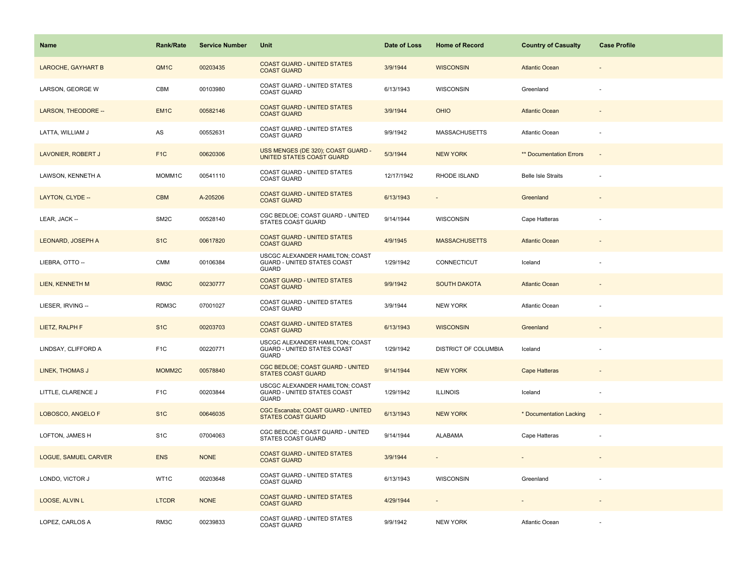| Name | Rank/Rate | Service Number | Unit | Date of Loss | Home of Record | Country of Casualty | Case Profile |
| --- | --- | --- | --- | --- | --- | --- | --- |
| LAROCHE, GAYHART B | QM1C | 00203435 | COAST GUARD - UNITED STATES COAST GUARD | 3/9/1944 | WISCONSIN | Atlantic Ocean | - |
| LARSON, GEORGE W | CBM | 00103980 | COAST GUARD - UNITED STATES COAST GUARD | 6/13/1943 | WISCONSIN | Greenland | - |
| LARSON, THEODORE -- | EM1C | 00582146 | COAST GUARD - UNITED STATES COAST GUARD | 3/9/1944 | OHIO | Atlantic Ocean | - |
| LATTA, WILLIAM J | AS | 00552631 | COAST GUARD - UNITED STATES COAST GUARD | 9/9/1942 | MASSACHUSETTS | Atlantic Ocean | - |
| LAVONIER, ROBERT J | F1C | 00620306 | USS MENGES (DE 320); COAST GUARD - UNITED STATES COAST GUARD | 5/3/1944 | NEW YORK | ** Documentation Errors | - |
| LAWSON, KENNETH A | MOMM1C | 00541110 | COAST GUARD - UNITED STATES COAST GUARD | 12/17/1942 | RHODE ISLAND | Belle Isle Straits | - |
| LAYTON, CLYDE -- | CBM | A-205206 | COAST GUARD - UNITED STATES COAST GUARD | 6/13/1943 | - | Greenland | - |
| LEAR, JACK -- | SM2C | 00528140 | CGC BEDLOE; COAST GUARD - UNITED STATES COAST GUARD | 9/14/1944 | WISCONSIN | Cape Hatteras | - |
| LEONARD, JOSEPH A | S1C | 00617820 | COAST GUARD - UNITED STATES COAST GUARD | 4/9/1945 | MASSACHUSETTS | Atlantic Ocean | - |
| LIEBRA, OTTO -- | CMM | 00106384 | USCGC ALEXANDER HAMILTON; COAST GUARD - UNITED STATES COAST GUARD | 1/29/1942 | CONNECTICUT | Iceland | - |
| LIEN, KENNETH M | RM3C | 00230777 | COAST GUARD - UNITED STATES COAST GUARD | 9/9/1942 | SOUTH DAKOTA | Atlantic Ocean | - |
| LIESER, IRVING -- | RDM3C | 07001027 | COAST GUARD - UNITED STATES COAST GUARD | 3/9/1944 | NEW YORK | Atlantic Ocean | - |
| LIETZ, RALPH F | S1C | 00203703 | COAST GUARD - UNITED STATES COAST GUARD | 6/13/1943 | WISCONSIN | Greenland | - |
| LINDSAY, CLIFFORD A | F1C | 00220771 | USCGC ALEXANDER HAMILTON; COAST GUARD - UNITED STATES COAST GUARD | 1/29/1942 | DISTRICT OF COLUMBIA | Iceland | - |
| LINEK, THOMAS J | MOMM2C | 00578840 | CGC BEDLOE; COAST GUARD - UNITED STATES COAST GUARD | 9/14/1944 | NEW YORK | Cape Hatteras | - |
| LITTLE, CLARENCE J | F1C | 00203844 | USCGC ALEXANDER HAMILTON; COAST GUARD - UNITED STATES COAST GUARD | 1/29/1942 | ILLINOIS | Iceland | - |
| LOBOSCO, ANGELO F | S1C | 00646035 | CGC Escanaba; COAST GUARD - UNITED STATES COAST GUARD | 6/13/1943 | NEW YORK | * Documentation Lacking | - |
| LOFTON, JAMES H | S1C | 07004063 | CGC BEDLOE; COAST GUARD - UNITED STATES COAST GUARD | 9/14/1944 | ALABAMA | Cape Hatteras | - |
| LOGUE, SAMUEL CARVER | ENS | NONE | COAST GUARD - UNITED STATES COAST GUARD | 3/9/1944 | - | - | - |
| LONDO, VICTOR J | WT1C | 00203648 | COAST GUARD - UNITED STATES COAST GUARD | 6/13/1943 | WISCONSIN | Greenland | - |
| LOOSE, ALVIN L | LTCDR | NONE | COAST GUARD - UNITED STATES COAST GUARD | 4/29/1944 | - | - | - |
| LOPEZ, CARLOS A | RM3C | 00239833 | COAST GUARD - UNITED STATES COAST GUARD | 9/9/1942 | NEW YORK | Atlantic Ocean | - |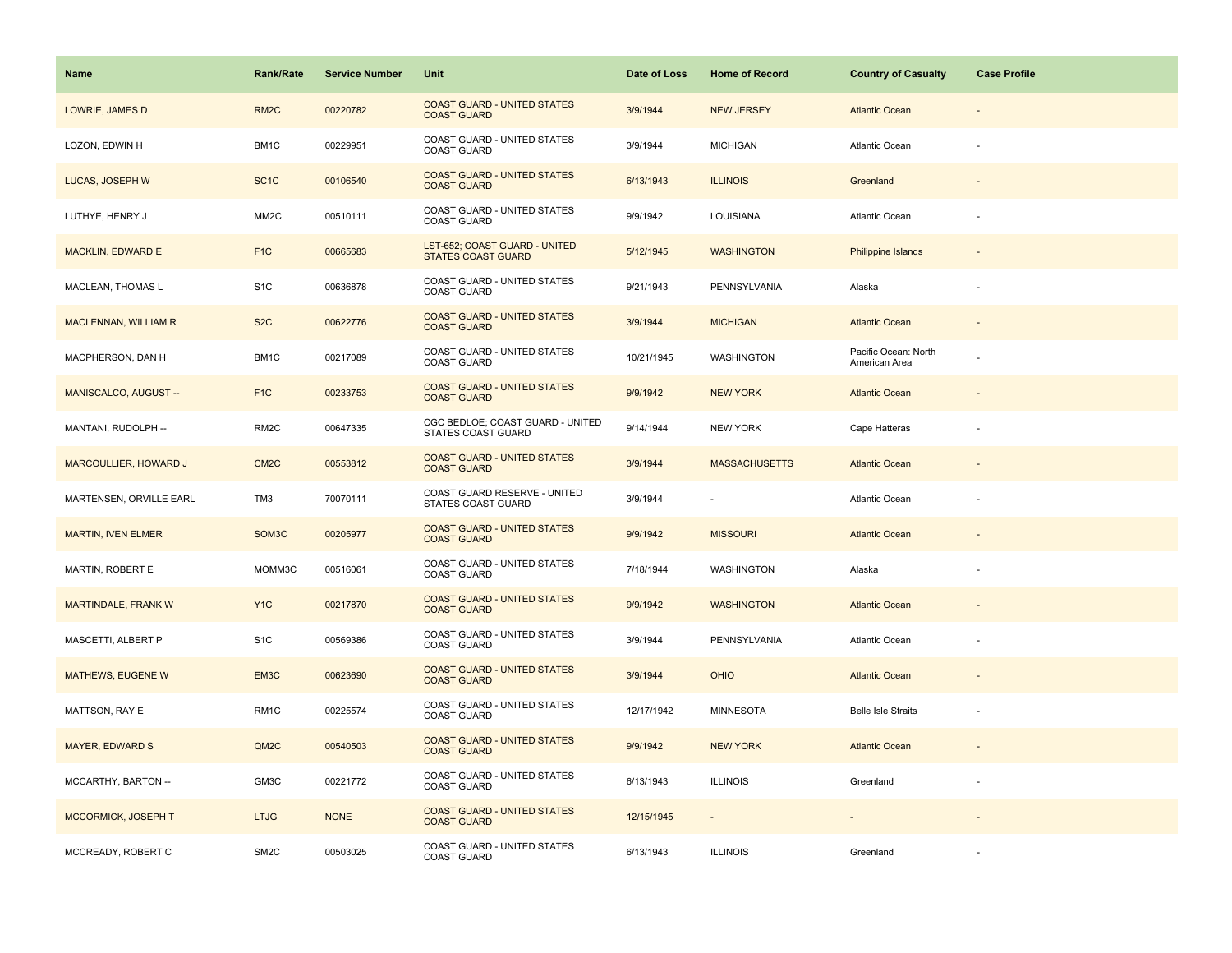| Name | Rank/Rate | Service Number | Unit | Date of Loss | Home of Record | Country of Casualty | Case Profile |
|---|---|---|---|---|---|---|---|
| LOWRIE, JAMES D | RM2C | 00220782 | COAST GUARD - UNITED STATES COAST GUARD | 3/9/1944 | NEW JERSEY | Atlantic Ocean | - |
| LOZON, EDWIN H | BM1C | 00229951 | COAST GUARD - UNITED STATES COAST GUARD | 3/9/1944 | MICHIGAN | Atlantic Ocean | - |
| LUCAS, JOSEPH W | SC1C | 00106540 | COAST GUARD - UNITED STATES COAST GUARD | 6/13/1943 | ILLINOIS | Greenland | - |
| LUTHYE, HENRY J | MM2C | 00510111 | COAST GUARD - UNITED STATES COAST GUARD | 9/9/1942 | LOUISIANA | Atlantic Ocean | - |
| MACKLIN, EDWARD E | F1C | 00665683 | LST-652; COAST GUARD - UNITED STATES COAST GUARD | 5/12/1945 | WASHINGTON | Philippine Islands | - |
| MACLEAN, THOMAS L | S1C | 00636878 | COAST GUARD - UNITED STATES COAST GUARD | 9/21/1943 | PENNSYLVANIA | Alaska | - |
| MACLENNAN, WILLIAM R | S2C | 00622776 | COAST GUARD - UNITED STATES COAST GUARD | 3/9/1944 | MICHIGAN | Atlantic Ocean | - |
| MACPHERSON, DAN H | BM1C | 00217089 | COAST GUARD - UNITED STATES COAST GUARD | 10/21/1945 | WASHINGTON | Pacific Ocean: North American Area | - |
| MANISCALCO, AUGUST -- | F1C | 00233753 | COAST GUARD - UNITED STATES COAST GUARD | 9/9/1942 | NEW YORK | Atlantic Ocean | - |
| MANTANI, RUDOLPH -- | RM2C | 00647335 | CGC BEDLOE; COAST GUARD - UNITED STATES COAST GUARD | 9/14/1944 | NEW YORK | Cape Hatteras | - |
| MARCOULLIER, HOWARD J | CM2C | 00553812 | COAST GUARD - UNITED STATES COAST GUARD | 3/9/1944 | MASSACHUSETTS | Atlantic Ocean | - |
| MARTENSEN, ORVILLE EARL | TM3 | 70070111 | COAST GUARD RESERVE - UNITED STATES COAST GUARD | 3/9/1944 | - | Atlantic Ocean | - |
| MARTIN, IVEN ELMER | SOM3C | 00205977 | COAST GUARD - UNITED STATES COAST GUARD | 9/9/1942 | MISSOURI | Atlantic Ocean | - |
| MARTIN, ROBERT E | MOMM3C | 00516061 | COAST GUARD - UNITED STATES COAST GUARD | 7/18/1944 | WASHINGTON | Alaska | - |
| MARTINDALE, FRANK W | Y1C | 00217870 | COAST GUARD - UNITED STATES COAST GUARD | 9/9/1942 | WASHINGTON | Atlantic Ocean | - |
| MASCETTI, ALBERT P | S1C | 00569386 | COAST GUARD - UNITED STATES COAST GUARD | 3/9/1944 | PENNSYLVANIA | Atlantic Ocean | - |
| MATHEWS, EUGENE W | EM3C | 00623690 | COAST GUARD - UNITED STATES COAST GUARD | 3/9/1944 | OHIO | Atlantic Ocean | - |
| MATTSON, RAY E | RM1C | 00225574 | COAST GUARD - UNITED STATES COAST GUARD | 12/17/1942 | MINNESOTA | Belle Isle Straits | - |
| MAYER, EDWARD S | QM2C | 00540503 | COAST GUARD - UNITED STATES COAST GUARD | 9/9/1942 | NEW YORK | Atlantic Ocean | - |
| MCCARTHY, BARTON -- | GM3C | 00221772 | COAST GUARD - UNITED STATES COAST GUARD | 6/13/1943 | ILLINOIS | Greenland | - |
| MCCORMICK, JOSEPH T | LTJG | NONE | COAST GUARD - UNITED STATES COAST GUARD | 12/15/1945 | - | - | - |
| MCCREADY, ROBERT C | SM2C | 00503025 | COAST GUARD - UNITED STATES COAST GUARD | 6/13/1943 | ILLINOIS | Greenland | - |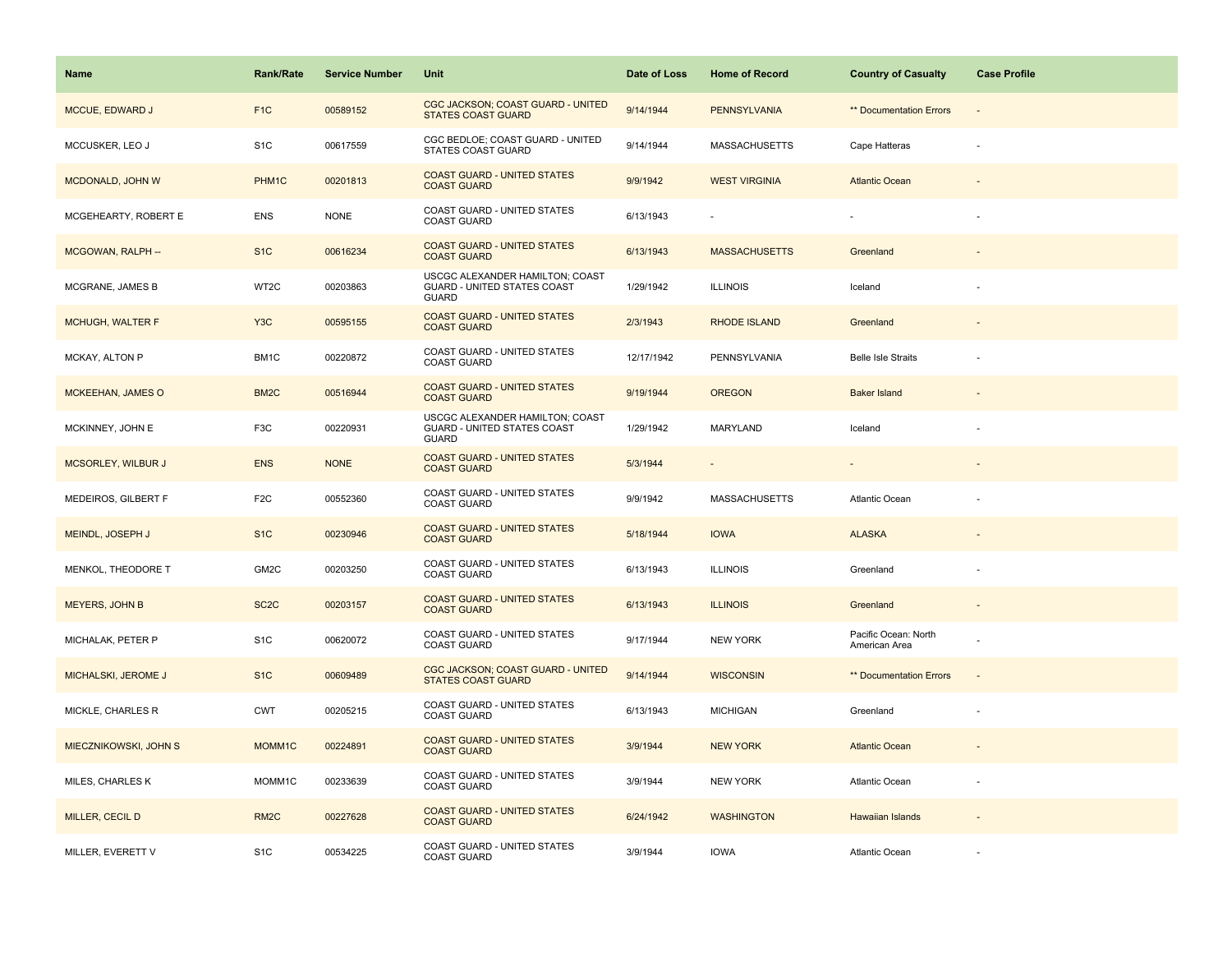| Name | Rank/Rate | Service Number | Unit | Date of Loss | Home of Record | Country of Casualty | Case Profile |
| --- | --- | --- | --- | --- | --- | --- | --- |
| MCCUE, EDWARD J | F1C | 00589152 | CGC JACKSON; COAST GUARD - UNITED STATES COAST GUARD | 9/14/1944 | PENNSYLVANIA | ** Documentation Errors | - |
| MCCUSKER, LEO J | S1C | 00617559 | CGC BEDLOE; COAST GUARD - UNITED STATES COAST GUARD | 9/14/1944 | MASSACHUSETTS | Cape Hatteras | - |
| MCDONALD, JOHN W | PHM1C | 00201813 | COAST GUARD - UNITED STATES COAST GUARD | 9/9/1942 | WEST VIRGINIA | Atlantic Ocean | - |
| MCGEHEARTY, ROBERT E | ENS | NONE | COAST GUARD - UNITED STATES COAST GUARD | 6/13/1943 | - | - | - |
| MCGOWAN, RALPH -- | S1C | 00616234 | COAST GUARD - UNITED STATES COAST GUARD | 6/13/1943 | MASSACHUSETTS | Greenland | - |
| MCGRANE, JAMES B | WT2C | 00203863 | USCGC ALEXANDER HAMILTON; COAST GUARD - UNITED STATES COAST GUARD | 1/29/1942 | ILLINOIS | Iceland | - |
| MCHUGH, WALTER F | Y3C | 00595155 | COAST GUARD - UNITED STATES COAST GUARD | 2/3/1943 | RHODE ISLAND | Greenland | - |
| MCKAY, ALTON P | BM1C | 00220872 | COAST GUARD - UNITED STATES COAST GUARD | 12/17/1942 | PENNSYLVANIA | Belle Isle Straits | - |
| MCKEEHAN, JAMES O | BM2C | 00516944 | COAST GUARD - UNITED STATES COAST GUARD | 9/19/1944 | OREGON | Baker Island | - |
| MCKINNEY, JOHN E | F3C | 00220931 | USCGC ALEXANDER HAMILTON; COAST GUARD - UNITED STATES COAST GUARD | 1/29/1942 | MARYLAND | Iceland | - |
| MCSORLEY, WILBUR J | ENS | NONE | COAST GUARD - UNITED STATES COAST GUARD | 5/3/1944 | - | - | - |
| MEDEIROS, GILBERT F | F2C | 00552360 | COAST GUARD - UNITED STATES COAST GUARD | 9/9/1942 | MASSACHUSETTS | Atlantic Ocean | - |
| MEINDL, JOSEPH J | S1C | 00230946 | COAST GUARD - UNITED STATES COAST GUARD | 5/18/1944 | IOWA | ALASKA | - |
| MENKOL, THEODORE T | GM2C | 00203250 | COAST GUARD - UNITED STATES COAST GUARD | 6/13/1943 | ILLINOIS | Greenland | - |
| MEYERS, JOHN B | SC2C | 00203157 | COAST GUARD - UNITED STATES COAST GUARD | 6/13/1943 | ILLINOIS | Greenland | - |
| MICHALAK, PETER P | S1C | 00620072 | COAST GUARD - UNITED STATES COAST GUARD | 9/17/1944 | NEW YORK | Pacific Ocean: North American Area | - |
| MICHALSKI, JEROME J | S1C | 00609489 | CGC JACKSON; COAST GUARD - UNITED STATES COAST GUARD | 9/14/1944 | WISCONSIN | ** Documentation Errors | - |
| MICKLE, CHARLES R | CWT | 00205215 | COAST GUARD - UNITED STATES COAST GUARD | 6/13/1943 | MICHIGAN | Greenland | - |
| MIECZNIKOWSKI, JOHN S | MOMM1C | 00224891 | COAST GUARD - UNITED STATES COAST GUARD | 3/9/1944 | NEW YORK | Atlantic Ocean | - |
| MILES, CHARLES K | MOMM1C | 00233639 | COAST GUARD - UNITED STATES COAST GUARD | 3/9/1944 | NEW YORK | Atlantic Ocean | - |
| MILLER, CECIL D | RM2C | 00227628 | COAST GUARD - UNITED STATES COAST GUARD | 6/24/1942 | WASHINGTON | Hawaiian Islands | - |
| MILLER, EVERETT V | S1C | 00534225 | COAST GUARD - UNITED STATES COAST GUARD | 3/9/1944 | IOWA | Atlantic Ocean | - |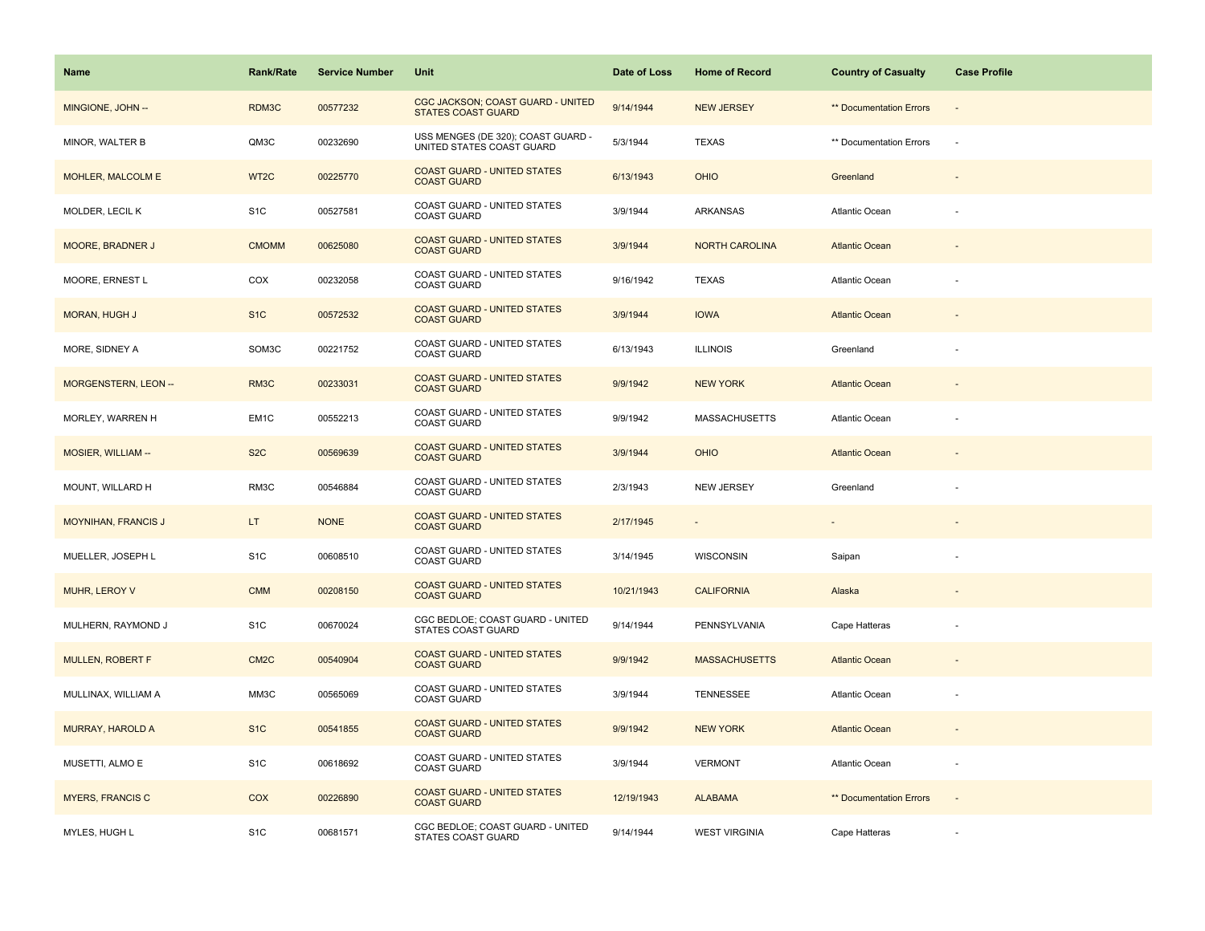| Name | Rank/Rate | Service Number | Unit | Date of Loss | Home of Record | Country of Casualty | Case Profile |
|---|---|---|---|---|---|---|---|
| MINGIONE, JOHN -- | RDM3C | 00577232 | CGC JACKSON; COAST GUARD - UNITED STATES COAST GUARD | 9/14/1944 | NEW JERSEY | ** Documentation Errors | - |
| MINOR, WALTER B | QM3C | 00232690 | USS MENGES (DE 320); COAST GUARD - UNITED STATES COAST GUARD | 5/3/1944 | TEXAS | ** Documentation Errors | - |
| MOHLER, MALCOLM E | WT2C | 00225770 | COAST GUARD - UNITED STATES COAST GUARD | 6/13/1943 | OHIO | Greenland | - |
| MOLDER, LECIL K | S1C | 00527581 | COAST GUARD - UNITED STATES COAST GUARD | 3/9/1944 | ARKANSAS | Atlantic Ocean | - |
| MOORE, BRADNER J | CMOMM | 00625080 | COAST GUARD - UNITED STATES COAST GUARD | 3/9/1944 | NORTH CAROLINA | Atlantic Ocean | - |
| MOORE, ERNEST L | COX | 00232058 | COAST GUARD - UNITED STATES COAST GUARD | 9/16/1942 | TEXAS | Atlantic Ocean | - |
| MORAN, HUGH J | S1C | 00572532 | COAST GUARD - UNITED STATES COAST GUARD | 3/9/1944 | IOWA | Atlantic Ocean | - |
| MORE, SIDNEY A | SOM3C | 00221752 | COAST GUARD - UNITED STATES COAST GUARD | 6/13/1943 | ILLINOIS | Greenland | - |
| MORGENSTERN, LEON -- | RM3C | 00233031 | COAST GUARD - UNITED STATES COAST GUARD | 9/9/1942 | NEW YORK | Atlantic Ocean | - |
| MORLEY, WARREN H | EM1C | 00552213 | COAST GUARD - UNITED STATES COAST GUARD | 9/9/1942 | MASSACHUSETTS | Atlantic Ocean | - |
| MOSIER, WILLIAM -- | S2C | 00569639 | COAST GUARD - UNITED STATES COAST GUARD | 3/9/1944 | OHIO | Atlantic Ocean | - |
| MOUNT, WILLARD H | RM3C | 00546884 | COAST GUARD - UNITED STATES COAST GUARD | 2/3/1943 | NEW JERSEY | Greenland | - |
| MOYNIHAN, FRANCIS J | LT | NONE | COAST GUARD - UNITED STATES COAST GUARD | 2/17/1945 | - | - | - |
| MUELLER, JOSEPH L | S1C | 00608510 | COAST GUARD - UNITED STATES COAST GUARD | 3/14/1945 | WISCONSIN | Saipan | - |
| MUHR, LEROY V | CMM | 00208150 | COAST GUARD - UNITED STATES COAST GUARD | 10/21/1943 | CALIFORNIA | Alaska | - |
| MULHERN, RAYMOND J | S1C | 00670024 | CGC BEDLOE; COAST GUARD - UNITED STATES COAST GUARD | 9/14/1944 | PENNSYLVANIA | Cape Hatteras | - |
| MULLEN, ROBERT F | CM2C | 00540904 | COAST GUARD - UNITED STATES COAST GUARD | 9/9/1942 | MASSACHUSETTS | Atlantic Ocean | - |
| MULLINAX, WILLIAM A | MM3C | 00565069 | COAST GUARD - UNITED STATES COAST GUARD | 3/9/1944 | TENNESSEE | Atlantic Ocean | - |
| MURRAY, HAROLD A | S1C | 00541855 | COAST GUARD - UNITED STATES COAST GUARD | 9/9/1942 | NEW YORK | Atlantic Ocean | - |
| MUSETTI, ALMO E | S1C | 00618692 | COAST GUARD - UNITED STATES COAST GUARD | 3/9/1944 | VERMONT | Atlantic Ocean | - |
| MYERS, FRANCIS C | COX | 00226890 | COAST GUARD - UNITED STATES COAST GUARD | 12/19/1943 | ALABAMA | ** Documentation Errors | - |
| MYLES, HUGH L | S1C | 00681571 | CGC BEDLOE; COAST GUARD - UNITED STATES COAST GUARD | 9/14/1944 | WEST VIRGINIA | Cape Hatteras | - |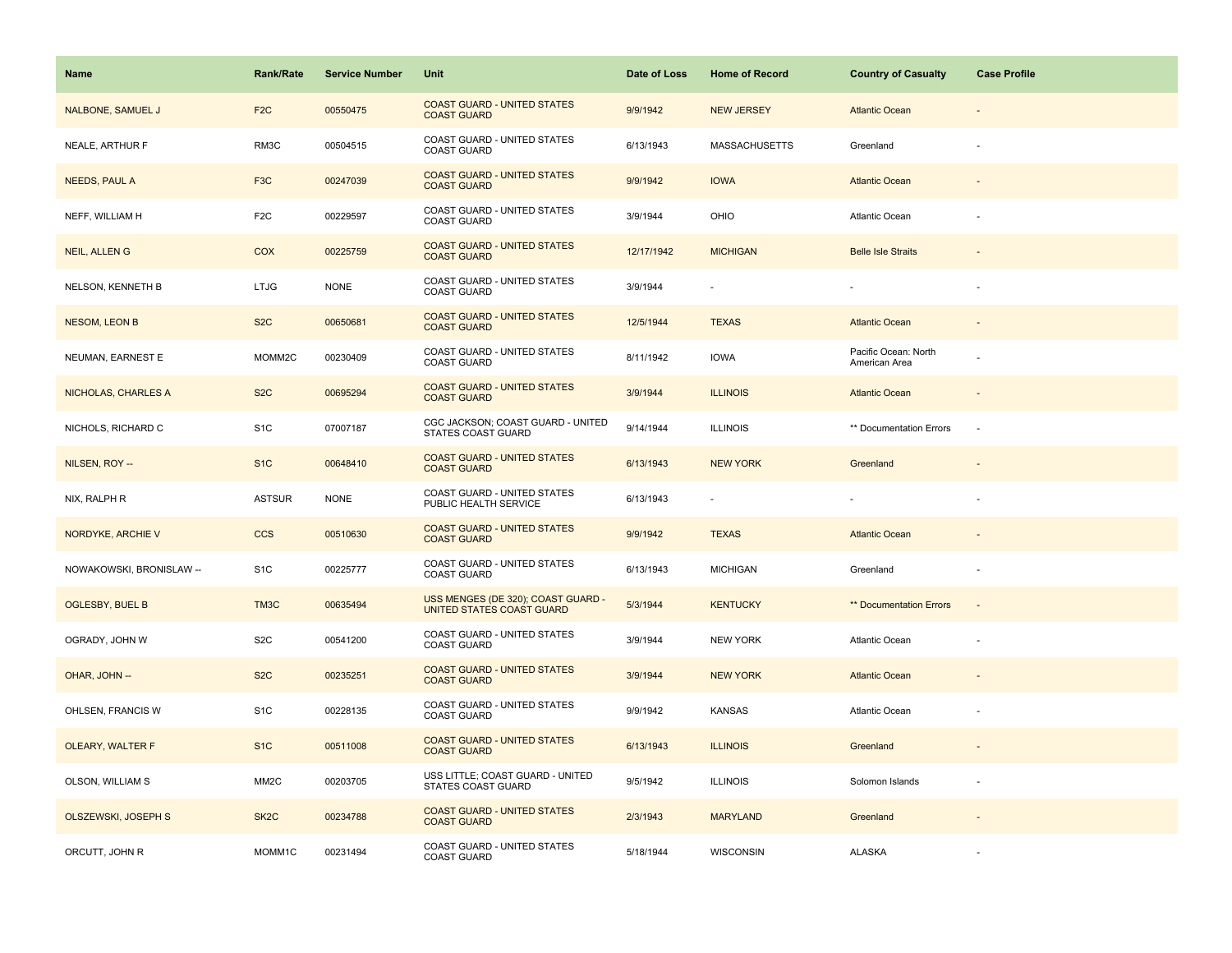| Name | Rank/Rate | Service Number | Unit | Date of Loss | Home of Record | Country of Casualty | Case Profile |
|---|---|---|---|---|---|---|---|
| NALBONE, SAMUEL J | F2C | 00550475 | COAST GUARD - UNITED STATES COAST GUARD | 9/9/1942 | NEW JERSEY | Atlantic Ocean | - |
| NEALE, ARTHUR F | RM3C | 00504515 | COAST GUARD - UNITED STATES COAST GUARD | 6/13/1943 | MASSACHUSETTS | Greenland | - |
| NEEDS, PAUL A | F3C | 00247039 | COAST GUARD - UNITED STATES COAST GUARD | 9/9/1942 | IOWA | Atlantic Ocean | - |
| NEFF, WILLIAM H | F2C | 00229597 | COAST GUARD - UNITED STATES COAST GUARD | 3/9/1944 | OHIO | Atlantic Ocean | - |
| NEIL, ALLEN G | COX | 00225759 | COAST GUARD - UNITED STATES COAST GUARD | 12/17/1942 | MICHIGAN | Belle Isle Straits | - |
| NELSON, KENNETH B | LTJG | NONE | COAST GUARD - UNITED STATES COAST GUARD | 3/9/1944 | - | - | - |
| NESOM, LEON B | S2C | 00650681 | COAST GUARD - UNITED STATES COAST GUARD | 12/5/1944 | TEXAS | Atlantic Ocean | - |
| NEUMAN, EARNEST E | MOMM2C | 00230409 | COAST GUARD - UNITED STATES COAST GUARD | 8/11/1942 | IOWA | Pacific Ocean: North American Area | - |
| NICHOLAS, CHARLES A | S2C | 00695294 | COAST GUARD - UNITED STATES COAST GUARD | 3/9/1944 | ILLINOIS | Atlantic Ocean | - |
| NICHOLS, RICHARD C | S1C | 07007187 | CGC JACKSON; COAST GUARD - UNITED STATES COAST GUARD | 9/14/1944 | ILLINOIS | ** Documentation Errors | - |
| NILSEN, ROY -- | S1C | 00648410 | COAST GUARD - UNITED STATES COAST GUARD | 6/13/1943 | NEW YORK | Greenland | - |
| NIX, RALPH R | ASTSUR | NONE | COAST GUARD - UNITED STATES PUBLIC HEALTH SERVICE | 6/13/1943 | - | - | - |
| NORDYKE, ARCHIE V | CCS | 00510630 | COAST GUARD - UNITED STATES COAST GUARD | 9/9/1942 | TEXAS | Atlantic Ocean | - |
| NOWAKOWSKI, BRONISLAW -- | S1C | 00225777 | COAST GUARD - UNITED STATES COAST GUARD | 6/13/1943 | MICHIGAN | Greenland | - |
| OGLESBY, BUEL B | TM3C | 00635494 | USS MENGES (DE 320); COAST GUARD - UNITED STATES COAST GUARD | 5/3/1944 | KENTUCKY | ** Documentation Errors | - |
| OGRADY, JOHN W | S2C | 00541200 | COAST GUARD - UNITED STATES COAST GUARD | 3/9/1944 | NEW YORK | Atlantic Ocean | - |
| OHAR, JOHN -- | S2C | 00235251 | COAST GUARD - UNITED STATES COAST GUARD | 3/9/1944 | NEW YORK | Atlantic Ocean | - |
| OHLSEN, FRANCIS W | S1C | 00228135 | COAST GUARD - UNITED STATES COAST GUARD | 9/9/1942 | KANSAS | Atlantic Ocean | - |
| OLEARY, WALTER F | S1C | 00511008 | COAST GUARD - UNITED STATES COAST GUARD | 6/13/1943 | ILLINOIS | Greenland | - |
| OLSON, WILLIAM S | MM2C | 00203705 | USS LITTLE; COAST GUARD - UNITED STATES COAST GUARD | 9/5/1942 | ILLINOIS | Solomon Islands | - |
| OLSZEWSKI, JOSEPH S | SK2C | 00234788 | COAST GUARD - UNITED STATES COAST GUARD | 2/3/1943 | MARYLAND | Greenland | - |
| ORCUTT, JOHN R | MOMM1C | 00231494 | COAST GUARD - UNITED STATES COAST GUARD | 5/18/1944 | WISCONSIN | ALASKA | - |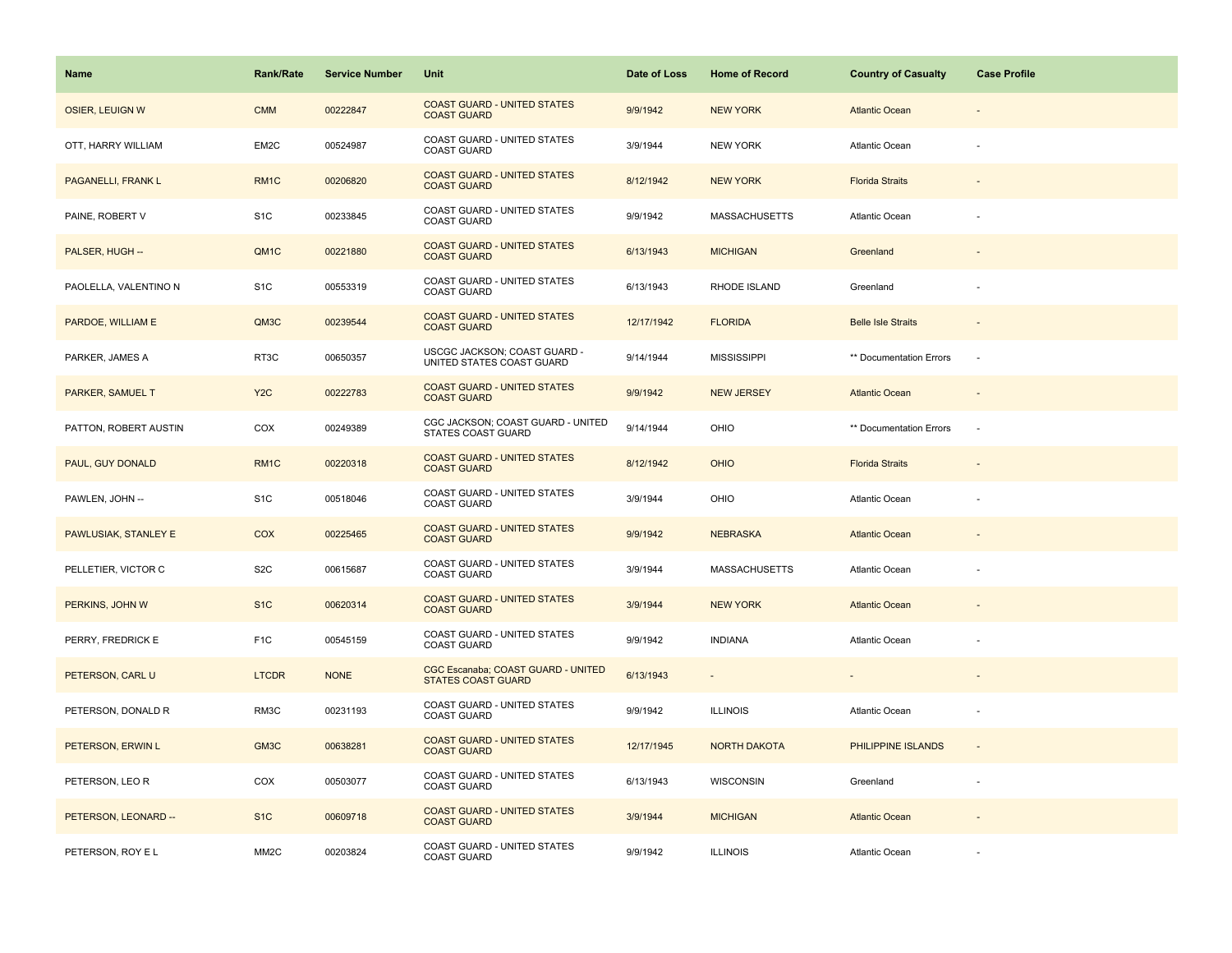| Name | Rank/Rate | Service Number | Unit | Date of Loss | Home of Record | Country of Casualty | Case Profile |
| --- | --- | --- | --- | --- | --- | --- | --- |
| OSIER, LEUIGN W | CMM | 00222847 | COAST GUARD - UNITED STATES COAST GUARD | 9/9/1942 | NEW YORK | Atlantic Ocean | - |
| OTT, HARRY WILLIAM | EM2C | 00524987 | COAST GUARD - UNITED STATES COAST GUARD | 3/9/1944 | NEW YORK | Atlantic Ocean | - |
| PAGANELLI, FRANK L | RM1C | 00206820 | COAST GUARD - UNITED STATES COAST GUARD | 8/12/1942 | NEW YORK | Florida Straits | - |
| PAINE, ROBERT V | S1C | 00233845 | COAST GUARD - UNITED STATES COAST GUARD | 9/9/1942 | MASSACHUSETTS | Atlantic Ocean | - |
| PALSER, HUGH -- | QM1C | 00221880 | COAST GUARD - UNITED STATES COAST GUARD | 6/13/1943 | MICHIGAN | Greenland | - |
| PAOLELLA, VALENTINO N | S1C | 00553319 | COAST GUARD - UNITED STATES COAST GUARD | 6/13/1943 | RHODE ISLAND | Greenland | - |
| PARDOE, WILLIAM E | QM3C | 00239544 | COAST GUARD - UNITED STATES COAST GUARD | 12/17/1942 | FLORIDA | Belle Isle Straits | - |
| PARKER, JAMES A | RT3C | 00650357 | USCGC JACKSON; COAST GUARD - UNITED STATES COAST GUARD | 9/14/1944 | MISSISSIPPI | ** Documentation Errors | - |
| PARKER, SAMUEL T | Y2C | 00222783 | COAST GUARD - UNITED STATES COAST GUARD | 9/9/1942 | NEW JERSEY | Atlantic Ocean | - |
| PATTON, ROBERT AUSTIN | COX | 00249389 | CGC JACKSON; COAST GUARD - UNITED STATES COAST GUARD | 9/14/1944 | OHIO | ** Documentation Errors | - |
| PAUL, GUY DONALD | RM1C | 00220318 | COAST GUARD - UNITED STATES COAST GUARD | 8/12/1942 | OHIO | Florida Straits | - |
| PAWLEN, JOHN -- | S1C | 00518046 | COAST GUARD - UNITED STATES COAST GUARD | 3/9/1944 | OHIO | Atlantic Ocean | - |
| PAWLUSIAK, STANLEY E | COX | 00225465 | COAST GUARD - UNITED STATES COAST GUARD | 9/9/1942 | NEBRASKA | Atlantic Ocean | - |
| PELLETIER, VICTOR C | S2C | 00615687 | COAST GUARD - UNITED STATES COAST GUARD | 3/9/1944 | MASSACHUSETTS | Atlantic Ocean | - |
| PERKINS, JOHN W | S1C | 00620314 | COAST GUARD - UNITED STATES COAST GUARD | 3/9/1944 | NEW YORK | Atlantic Ocean | - |
| PERRY, FREDRICK E | F1C | 00545159 | COAST GUARD - UNITED STATES COAST GUARD | 9/9/1942 | INDIANA | Atlantic Ocean | - |
| PETERSON, CARL U | LTCDR | NONE | CGC Escanaba; COAST GUARD - UNITED STATES COAST GUARD | 6/13/1943 | - | - | - |
| PETERSON, DONALD R | RM3C | 00231193 | COAST GUARD - UNITED STATES COAST GUARD | 9/9/1942 | ILLINOIS | Atlantic Ocean | - |
| PETERSON, ERWIN L | GM3C | 00638281 | COAST GUARD - UNITED STATES COAST GUARD | 12/17/1945 | NORTH DAKOTA | PHILIPPINE ISLANDS | - |
| PETERSON, LEO R | COX | 00503077 | COAST GUARD - UNITED STATES COAST GUARD | 6/13/1943 | WISCONSIN | Greenland | - |
| PETERSON, LEONARD -- | S1C | 00609718 | COAST GUARD - UNITED STATES COAST GUARD | 3/9/1944 | MICHIGAN | Atlantic Ocean | - |
| PETERSON, ROY E L | MM2C | 00203824 | COAST GUARD - UNITED STATES COAST GUARD | 9/9/1942 | ILLINOIS | Atlantic Ocean | - |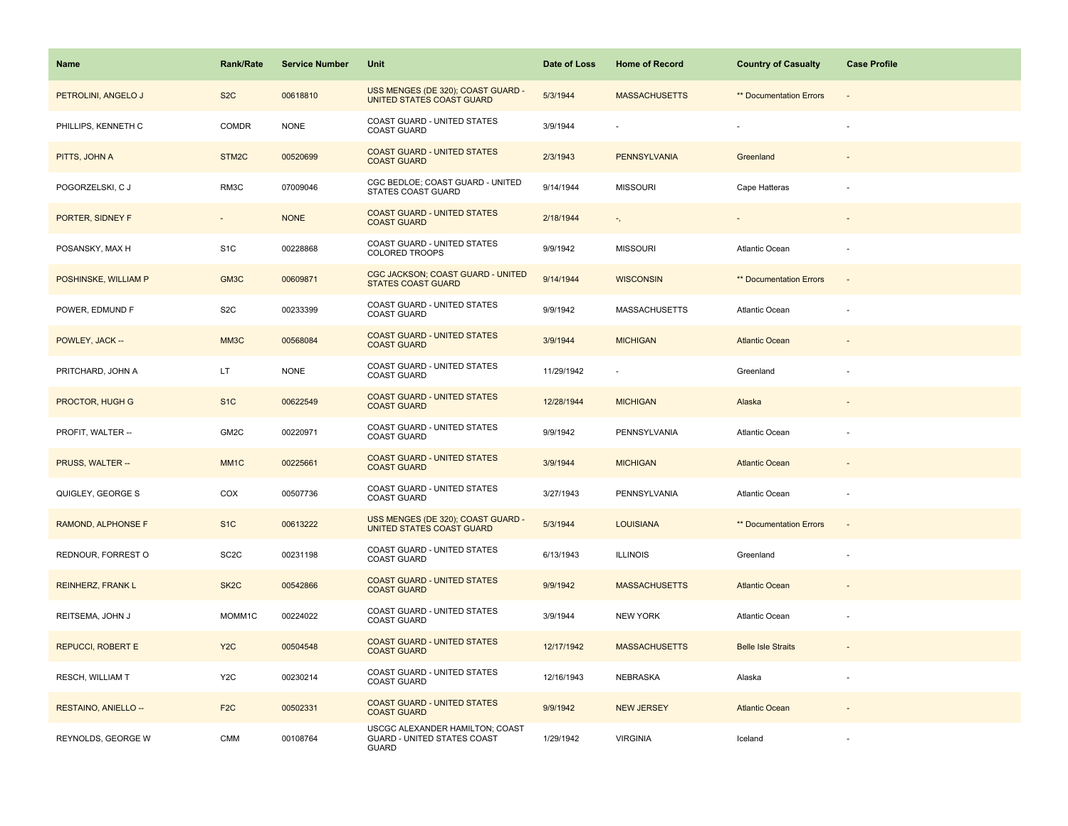| Name | Rank/Rate | Service Number | Unit | Date of Loss | Home of Record | Country of Casualty | Case Profile |
|---|---|---|---|---|---|---|---|
| PETROLINI, ANGELO J | S2C | 00618810 | USS MENGES (DE 320); COAST GUARD - UNITED STATES COAST GUARD | 5/3/1944 | MASSACHUSETTS | ** Documentation Errors | - |
| PHILLIPS, KENNETH C | COMDR | NONE | COAST GUARD - UNITED STATES COAST GUARD | 3/9/1944 | - | - | - |
| PITTS, JOHN A | STM2C | 00520699 | COAST GUARD - UNITED STATES COAST GUARD | 2/3/1943 | PENNSYLVANIA | Greenland | - |
| POGORZELSKI, C J | RM3C | 07009046 | CGC BEDLOE; COAST GUARD - UNITED STATES COAST GUARD | 9/14/1944 | MISSOURI | Cape Hatteras | - |
| PORTER, SIDNEY F | - | NONE | COAST GUARD - UNITED STATES COAST GUARD | 2/18/1944 | -, | - | - |
| POSANSKY, MAX H | S1C | 00228868 | COAST GUARD - UNITED STATES COLORED TROOPS | 9/9/1942 | MISSOURI | Atlantic Ocean | - |
| POSHINSKE, WILLIAM P | GM3C | 00609871 | CGC JACKSON; COAST GUARD - UNITED STATES COAST GUARD | 9/14/1944 | WISCONSIN | ** Documentation Errors | - |
| POWER, EDMUND F | S2C | 00233399 | COAST GUARD - UNITED STATES COAST GUARD | 9/9/1942 | MASSACHUSETTS | Atlantic Ocean | - |
| POWLEY, JACK -- | MM3C | 00568084 | COAST GUARD - UNITED STATES COAST GUARD | 3/9/1944 | MICHIGAN | Atlantic Ocean | - |
| PRITCHARD, JOHN A | LT | NONE | COAST GUARD - UNITED STATES COAST GUARD | 11/29/1942 | - | Greenland | - |
| PROCTOR, HUGH G | S1C | 00622549 | COAST GUARD - UNITED STATES COAST GUARD | 12/28/1944 | MICHIGAN | Alaska | - |
| PROFIT, WALTER -- | GM2C | 00220971 | COAST GUARD - UNITED STATES COAST GUARD | 9/9/1942 | PENNSYLVANIA | Atlantic Ocean | - |
| PRUSS, WALTER -- | MM1C | 00225661 | COAST GUARD - UNITED STATES COAST GUARD | 3/9/1944 | MICHIGAN | Atlantic Ocean | - |
| QUIGLEY, GEORGE S | COX | 00507736 | COAST GUARD - UNITED STATES COAST GUARD | 3/27/1943 | PENNSYLVANIA | Atlantic Ocean | - |
| RAMOND, ALPHONSE F | S1C | 00613222 | USS MENGES (DE 320); COAST GUARD - UNITED STATES COAST GUARD | 5/3/1944 | LOUISIANA | ** Documentation Errors | - |
| REDNOUR, FORREST O | SC2C | 00231198 | COAST GUARD - UNITED STATES COAST GUARD | 6/13/1943 | ILLINOIS | Greenland | - |
| REINHERZ, FRANK L | SK2C | 00542866 | COAST GUARD - UNITED STATES COAST GUARD | 9/9/1942 | MASSACHUSETTS | Atlantic Ocean | - |
| REITSEMA, JOHN J | MOMM1C | 00224022 | COAST GUARD - UNITED STATES COAST GUARD | 3/9/1944 | NEW YORK | Atlantic Ocean | - |
| REPUCCI, ROBERT E | Y2C | 00504548 | COAST GUARD - UNITED STATES COAST GUARD | 12/17/1942 | MASSACHUSETTS | Belle Isle Straits | - |
| RESCH, WILLIAM T | Y2C | 00230214 | COAST GUARD - UNITED STATES COAST GUARD | 12/16/1943 | NEBRASKA | Alaska | - |
| RESTAINO, ANIELLO -- | F2C | 00502331 | COAST GUARD - UNITED STATES COAST GUARD | 9/9/1942 | NEW JERSEY | Atlantic Ocean | - |
| REYNOLDS, GEORGE W | CMM | 00108764 | USCGC ALEXANDER HAMILTON; COAST GUARD - UNITED STATES COAST GUARD | 1/29/1942 | VIRGINIA | Iceland | - |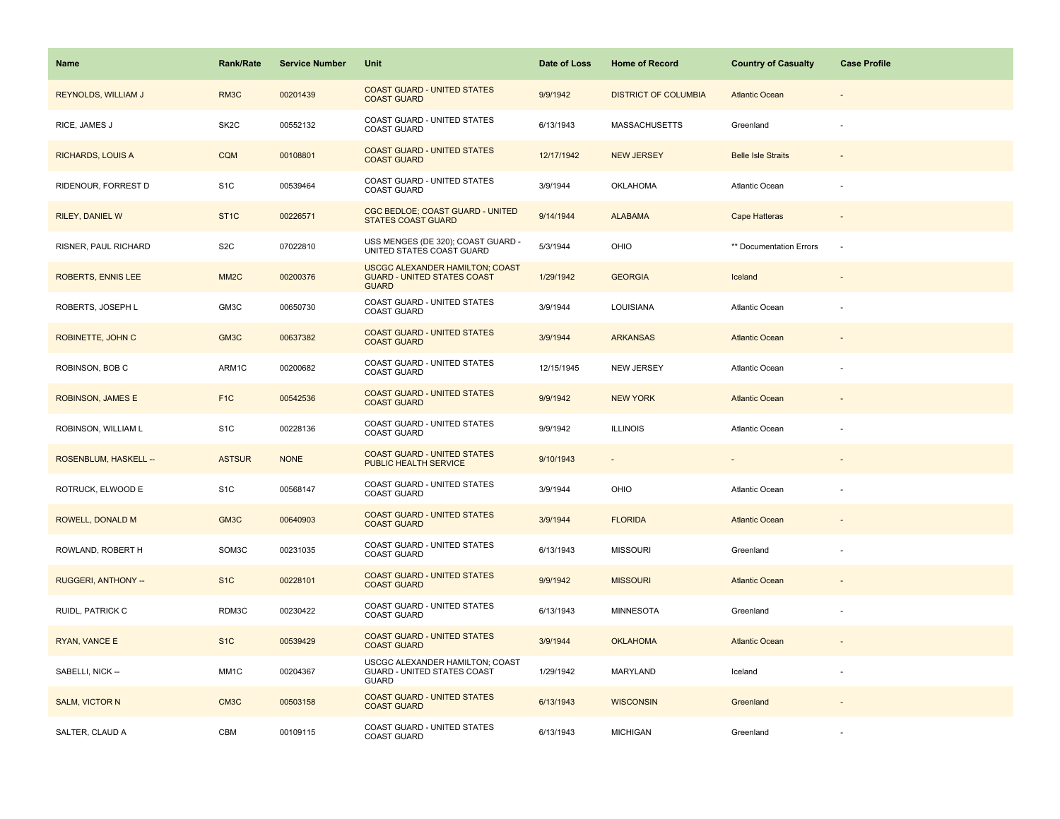| Name | Rank/Rate | Service Number | Unit | Date of Loss | Home of Record | Country of Casualty | Case Profile |
|---|---|---|---|---|---|---|---|
| REYNOLDS, WILLIAM J | RM3C | 00201439 | COAST GUARD - UNITED STATES COAST GUARD | 9/9/1942 | DISTRICT OF COLUMBIA | Atlantic Ocean | - |
| RICE, JAMES J | SK2C | 00552132 | COAST GUARD - UNITED STATES COAST GUARD | 6/13/1943 | MASSACHUSETTS | Greenland | - |
| RICHARDS, LOUIS A | CQM | 00108801 | COAST GUARD - UNITED STATES COAST GUARD | 12/17/1942 | NEW JERSEY | Belle Isle Straits | - |
| RIDENOUR, FORREST D | S1C | 00539464 | COAST GUARD - UNITED STATES COAST GUARD | 3/9/1944 | OKLAHOMA | Atlantic Ocean | - |
| RILEY, DANIEL W | ST1C | 00226571 | CGC BEDLOE; COAST GUARD - UNITED STATES COAST GUARD | 9/14/1944 | ALABAMA | Cape Hatteras | - |
| RISNER, PAUL RICHARD | S2C | 07022810 | USS MENGES (DE 320); COAST GUARD - UNITED STATES COAST GUARD | 5/3/1944 | OHIO | ** Documentation Errors | - |
| ROBERTS, ENNIS LEE | MM2C | 00200376 | USCGC ALEXANDER HAMILTON; COAST GUARD - UNITED STATES COAST GUARD | 1/29/1942 | GEORGIA | Iceland | - |
| ROBERTS, JOSEPH L | GM3C | 00650730 | COAST GUARD - UNITED STATES COAST GUARD | 3/9/1944 | LOUISIANA | Atlantic Ocean | - |
| ROBINETTE, JOHN C | GM3C | 00637382 | COAST GUARD - UNITED STATES COAST GUARD | 3/9/1944 | ARKANSAS | Atlantic Ocean | - |
| ROBINSON, BOB C | ARM1C | 00200682 | COAST GUARD - UNITED STATES COAST GUARD | 12/15/1945 | NEW JERSEY | Atlantic Ocean | - |
| ROBINSON, JAMES E | F1C | 00542536 | COAST GUARD - UNITED STATES COAST GUARD | 9/9/1942 | NEW YORK | Atlantic Ocean | - |
| ROBINSON, WILLIAM L | S1C | 00228136 | COAST GUARD - UNITED STATES COAST GUARD | 9/9/1942 | ILLINOIS | Atlantic Ocean | - |
| ROSENBLUM, HASKELL -- | ASTSUR | NONE | COAST GUARD - UNITED STATES PUBLIC HEALTH SERVICE | 9/10/1943 | - | - | - |
| ROTRUCK, ELWOOD E | S1C | 00568147 | COAST GUARD - UNITED STATES COAST GUARD | 3/9/1944 | OHIO | Atlantic Ocean | - |
| ROWELL, DONALD M | GM3C | 00640903 | COAST GUARD - UNITED STATES COAST GUARD | 3/9/1944 | FLORIDA | Atlantic Ocean | - |
| ROWLAND, ROBERT H | SOM3C | 00231035 | COAST GUARD - UNITED STATES COAST GUARD | 6/13/1943 | MISSOURI | Greenland | - |
| RUGGERI, ANTHONY -- | S1C | 00228101 | COAST GUARD - UNITED STATES COAST GUARD | 9/9/1942 | MISSOURI | Atlantic Ocean | - |
| RUIDL, PATRICK C | RDM3C | 00230422 | COAST GUARD - UNITED STATES COAST GUARD | 6/13/1943 | MINNESOTA | Greenland | - |
| RYAN, VANCE E | S1C | 00539429 | COAST GUARD - UNITED STATES COAST GUARD | 3/9/1944 | OKLAHOMA | Atlantic Ocean | - |
| SABELLI, NICK -- | MM1C | 00204367 | USCGC ALEXANDER HAMILTON; COAST GUARD - UNITED STATES COAST GUARD | 1/29/1942 | MARYLAND | Iceland | - |
| SALM, VICTOR N | CM3C | 00503158 | COAST GUARD - UNITED STATES COAST GUARD | 6/13/1943 | WISCONSIN | Greenland | - |
| SALTER, CLAUD A | CBM | 00109115 | COAST GUARD - UNITED STATES COAST GUARD | 6/13/1943 | MICHIGAN | Greenland | - |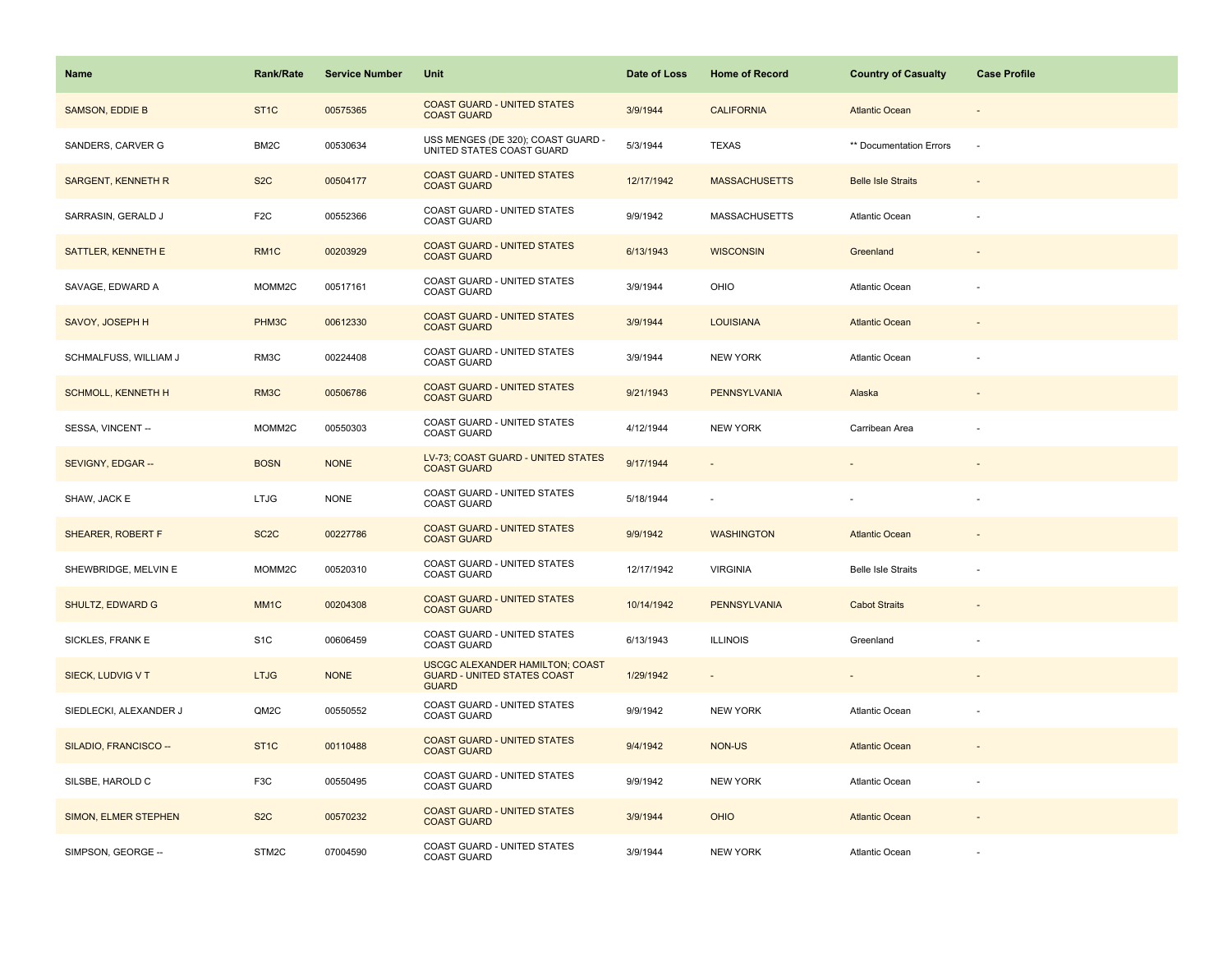| Name | Rank/Rate | Service Number | Unit | Date of Loss | Home of Record | Country of Casualty | Case Profile |
|---|---|---|---|---|---|---|---|
| SAMSON, EDDIE B | ST1C | 00575365 | COAST GUARD - UNITED STATES COAST GUARD | 3/9/1944 | CALIFORNIA | Atlantic Ocean | - |
| SANDERS, CARVER G | BM2C | 00530634 | USS MENGES (DE 320); COAST GUARD - UNITED STATES COAST GUARD | 5/3/1944 | TEXAS | ** Documentation Errors | - |
| SARGENT, KENNETH R | S2C | 00504177 | COAST GUARD - UNITED STATES COAST GUARD | 12/17/1942 | MASSACHUSETTS | Belle Isle Straits | - |
| SARRASIN, GERALD J | F2C | 00552366 | COAST GUARD - UNITED STATES COAST GUARD | 9/9/1942 | MASSACHUSETTS | Atlantic Ocean | - |
| SATTLER, KENNETH E | RM1C | 00203929 | COAST GUARD - UNITED STATES COAST GUARD | 6/13/1943 | WISCONSIN | Greenland | - |
| SAVAGE, EDWARD A | MOMM2C | 00517161 | COAST GUARD - UNITED STATES COAST GUARD | 3/9/1944 | OHIO | Atlantic Ocean | - |
| SAVOY, JOSEPH H | PHM3C | 00612330 | COAST GUARD - UNITED STATES COAST GUARD | 3/9/1944 | LOUISIANA | Atlantic Ocean | - |
| SCHMALFUSS, WILLIAM J | RM3C | 00224408 | COAST GUARD - UNITED STATES COAST GUARD | 3/9/1944 | NEW YORK | Atlantic Ocean | - |
| SCHMOLL, KENNETH H | RM3C | 00506786 | COAST GUARD - UNITED STATES COAST GUARD | 9/21/1943 | PENNSYLVANIA | Alaska | - |
| SESSA, VINCENT -- | MOMM2C | 00550303 | COAST GUARD - UNITED STATES COAST GUARD | 4/12/1944 | NEW YORK | Carribean Area | - |
| SEVIGNY, EDGAR -- | BOSN | NONE | LV-73; COAST GUARD - UNITED STATES COAST GUARD | 9/17/1944 | - | - | - |
| SHAW, JACK E | LTJG | NONE | COAST GUARD - UNITED STATES COAST GUARD | 5/18/1944 | - | - | - |
| SHEARER, ROBERT F | SC2C | 00227786 | COAST GUARD - UNITED STATES COAST GUARD | 9/9/1942 | WASHINGTON | Atlantic Ocean | - |
| SHEWBRIDGE, MELVIN E | MOMM2C | 00520310 | COAST GUARD - UNITED STATES COAST GUARD | 12/17/1942 | VIRGINIA | Belle Isle Straits | - |
| SHULTZ, EDWARD G | MM1C | 00204308 | COAST GUARD - UNITED STATES COAST GUARD | 10/14/1942 | PENNSYLVANIA | Cabot Straits | - |
| SICKLES, FRANK E | S1C | 00606459 | COAST GUARD - UNITED STATES COAST GUARD | 6/13/1943 | ILLINOIS | Greenland | - |
| SIECK, LUDVIG V T | LTJG | NONE | USCGC ALEXANDER HAMILTON; COAST GUARD - UNITED STATES COAST GUARD | 1/29/1942 | - | - | - |
| SIEDLECKI, ALEXANDER J | QM2C | 00550552 | COAST GUARD - UNITED STATES COAST GUARD | 9/9/1942 | NEW YORK | Atlantic Ocean | - |
| SILADIO, FRANCISCO -- | ST1C | 00110488 | COAST GUARD - UNITED STATES COAST GUARD | 9/4/1942 | NON-US | Atlantic Ocean | - |
| SILSBE, HAROLD C | F3C | 00550495 | COAST GUARD - UNITED STATES COAST GUARD | 9/9/1942 | NEW YORK | Atlantic Ocean | - |
| SIMON, ELMER STEPHEN | S2C | 00570232 | COAST GUARD - UNITED STATES COAST GUARD | 3/9/1944 | OHIO | Atlantic Ocean | - |
| SIMPSON, GEORGE -- | STM2C | 07004590 | COAST GUARD - UNITED STATES COAST GUARD | 3/9/1944 | NEW YORK | Atlantic Ocean | - |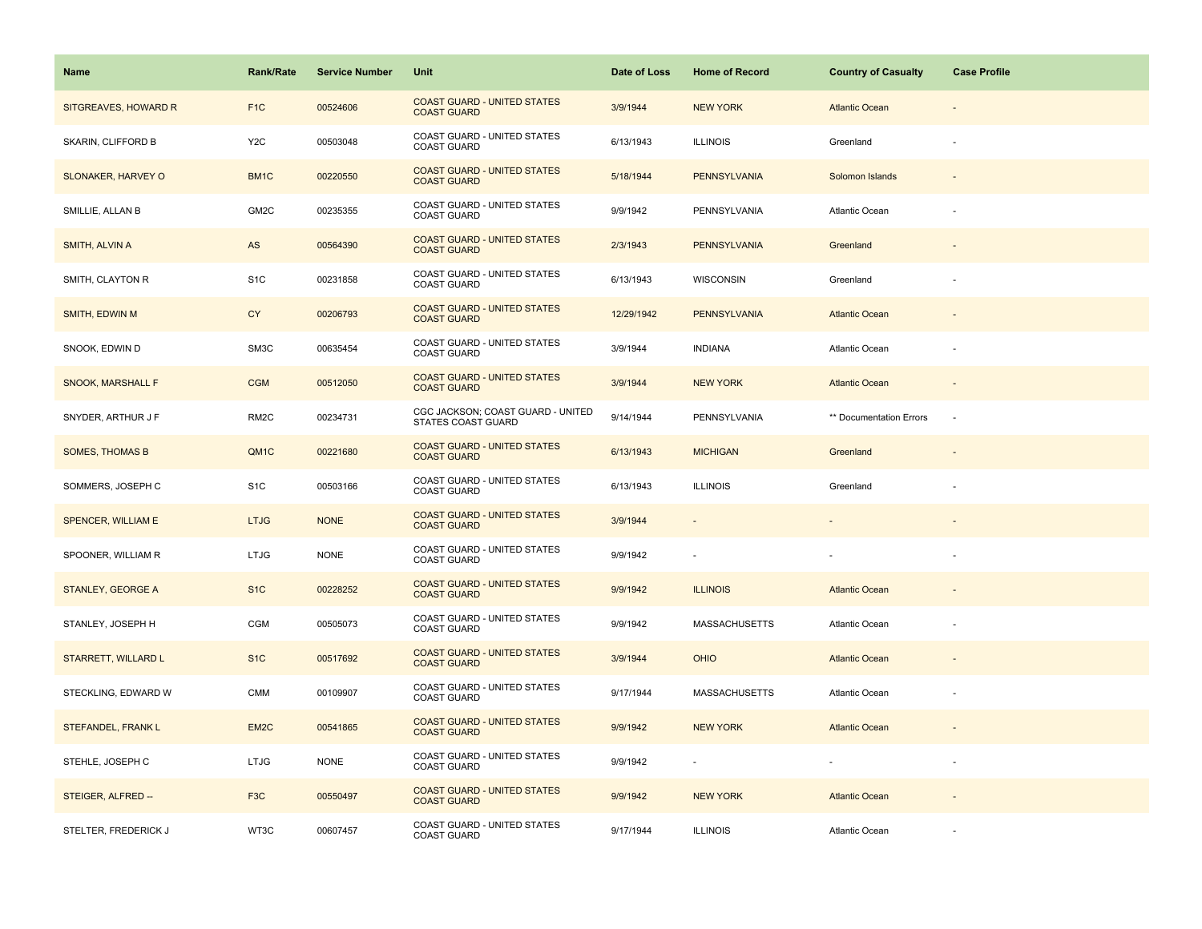| Name | Rank/Rate | Service Number | Unit | Date of Loss | Home of Record | Country of Casualty | Case Profile |
|---|---|---|---|---|---|---|---|
| SITGREAVES, HOWARD R | F1C | 00524606 | COAST GUARD - UNITED STATES COAST GUARD | 3/9/1944 | NEW YORK | Atlantic Ocean | - |
| SKARIN, CLIFFORD B | Y2C | 00503048 | COAST GUARD - UNITED STATES COAST GUARD | 6/13/1943 | ILLINOIS | Greenland | - |
| SLONAKER, HARVEY O | BM1C | 00220550 | COAST GUARD - UNITED STATES COAST GUARD | 5/18/1944 | PENNSYLVANIA | Solomon Islands | - |
| SMILLIE, ALLAN B | GM2C | 00235355 | COAST GUARD - UNITED STATES COAST GUARD | 9/9/1942 | PENNSYLVANIA | Atlantic Ocean | - |
| SMITH, ALVIN A | AS | 00564390 | COAST GUARD - UNITED STATES COAST GUARD | 2/3/1943 | PENNSYLVANIA | Greenland | - |
| SMITH, CLAYTON R | S1C | 00231858 | COAST GUARD - UNITED STATES COAST GUARD | 6/13/1943 | WISCONSIN | Greenland | - |
| SMITH, EDWIN M | CY | 00206793 | COAST GUARD - UNITED STATES COAST GUARD | 12/29/1942 | PENNSYLVANIA | Atlantic Ocean | - |
| SNOOK, EDWIN D | SM3C | 00635454 | COAST GUARD - UNITED STATES COAST GUARD | 3/9/1944 | INDIANA | Atlantic Ocean | - |
| SNOOK, MARSHALL F | CGM | 00512050 | COAST GUARD - UNITED STATES COAST GUARD | 3/9/1944 | NEW YORK | Atlantic Ocean | - |
| SNYDER, ARTHUR J F | RM2C | 00234731 | CGC JACKSON; COAST GUARD - UNITED STATES COAST GUARD | 9/14/1944 | PENNSYLVANIA | ** Documentation Errors | - |
| SOMES, THOMAS B | QM1C | 00221680 | COAST GUARD - UNITED STATES COAST GUARD | 6/13/1943 | MICHIGAN | Greenland | - |
| SOMMERS, JOSEPH C | S1C | 00503166 | COAST GUARD - UNITED STATES COAST GUARD | 6/13/1943 | ILLINOIS | Greenland | - |
| SPENCER, WILLIAM E | LTJG | NONE | COAST GUARD - UNITED STATES COAST GUARD | 3/9/1944 | - | - | - |
| SPOONER, WILLIAM R | LTJG | NONE | COAST GUARD - UNITED STATES COAST GUARD | 9/9/1942 | - | - | - |
| STANLEY, GEORGE A | S1C | 00228252 | COAST GUARD - UNITED STATES COAST GUARD | 9/9/1942 | ILLINOIS | Atlantic Ocean | - |
| STANLEY, JOSEPH H | CGM | 00505073 | COAST GUARD - UNITED STATES COAST GUARD | 9/9/1942 | MASSACHUSETTS | Atlantic Ocean | - |
| STARRETT, WILLARD L | S1C | 00517692 | COAST GUARD - UNITED STATES COAST GUARD | 3/9/1944 | OHIO | Atlantic Ocean | - |
| STECKLING, EDWARD W | CMM | 00109907 | COAST GUARD - UNITED STATES COAST GUARD | 9/17/1944 | MASSACHUSETTS | Atlantic Ocean | - |
| STEFANDEL, FRANK L | EM2C | 00541865 | COAST GUARD - UNITED STATES COAST GUARD | 9/9/1942 | NEW YORK | Atlantic Ocean | - |
| STEHLE, JOSEPH C | LTJG | NONE | COAST GUARD - UNITED STATES COAST GUARD | 9/9/1942 | - | - | - |
| STEIGER, ALFRED -- | F3C | 00550497 | COAST GUARD - UNITED STATES COAST GUARD | 9/9/1942 | NEW YORK | Atlantic Ocean | - |
| STELTER, FREDERICK J | WT3C | 00607457 | COAST GUARD - UNITED STATES COAST GUARD | 9/17/1944 | ILLINOIS | Atlantic Ocean | - |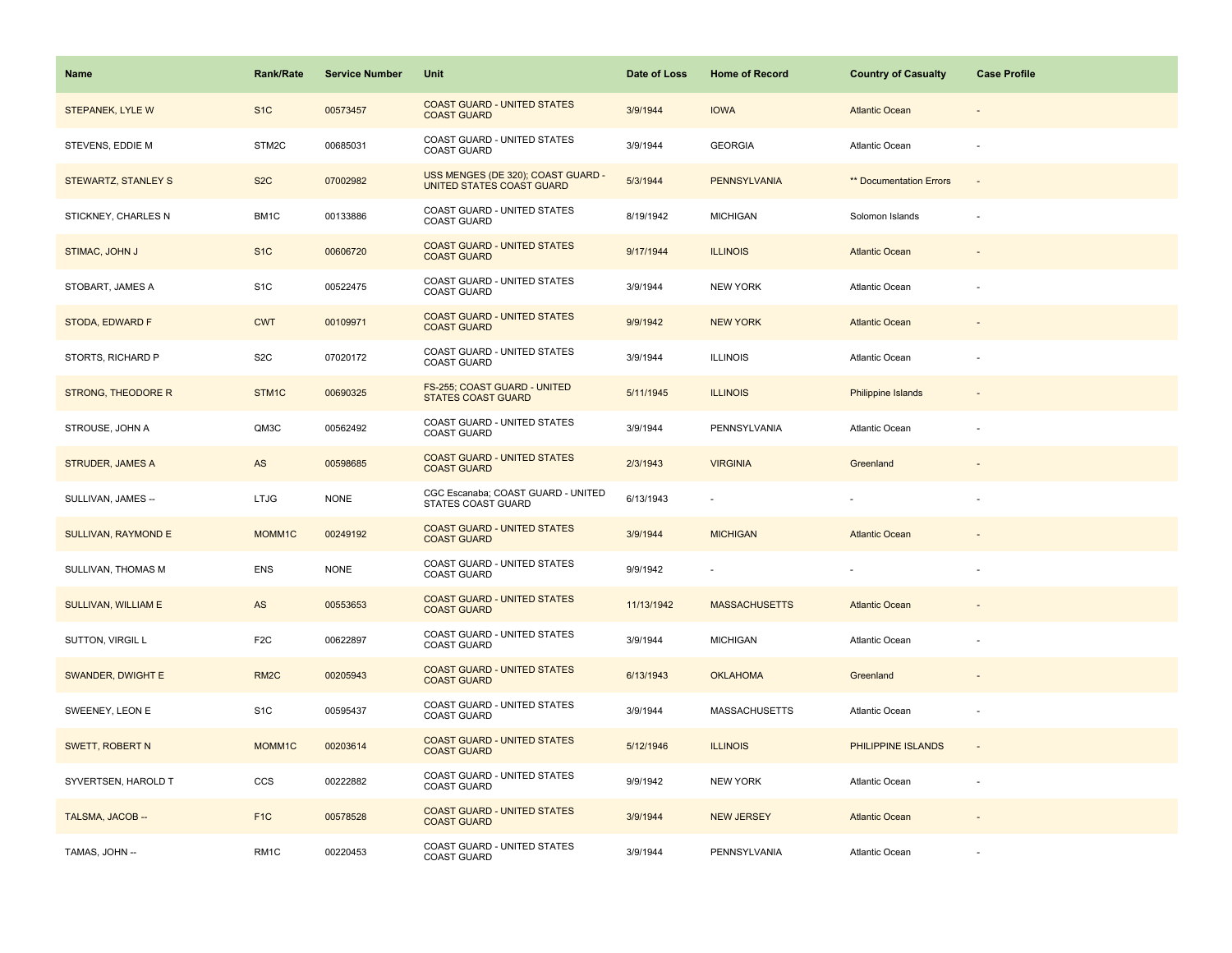| Name | Rank/Rate | Service Number | Unit | Date of Loss | Home of Record | Country of Casualty | Case Profile |
|---|---|---|---|---|---|---|---|
| STEPANEK, LYLE W | S1C | 00573457 | COAST GUARD - UNITED STATES COAST GUARD | 3/9/1944 | IOWA | Atlantic Ocean | - |
| STEVENS, EDDIE M | STM2C | 00685031 | COAST GUARD - UNITED STATES COAST GUARD | 3/9/1944 | GEORGIA | Atlantic Ocean | - |
| STEWARTZ, STANLEY S | S2C | 07002982 | USS MENGES (DE 320); COAST GUARD - UNITED STATES COAST GUARD | 5/3/1944 | PENNSYLVANIA | ** Documentation Errors | - |
| STICKNEY, CHARLES N | BM1C | 00133886 | COAST GUARD - UNITED STATES COAST GUARD | 8/19/1942 | MICHIGAN | Solomon Islands | - |
| STIMAC, JOHN J | S1C | 00606720 | COAST GUARD - UNITED STATES COAST GUARD | 9/17/1944 | ILLINOIS | Atlantic Ocean | - |
| STOBART, JAMES A | S1C | 00522475 | COAST GUARD - UNITED STATES COAST GUARD | 3/9/1944 | NEW YORK | Atlantic Ocean | - |
| STODA, EDWARD F | CWT | 00109971 | COAST GUARD - UNITED STATES COAST GUARD | 9/9/1942 | NEW YORK | Atlantic Ocean | - |
| STORTS, RICHARD P | S2C | 07020172 | COAST GUARD - UNITED STATES COAST GUARD | 3/9/1944 | ILLINOIS | Atlantic Ocean | - |
| STRONG, THEODORE R | STM1C | 00690325 | FS-255; COAST GUARD - UNITED STATES COAST GUARD | 5/11/1945 | ILLINOIS | Philippine Islands | - |
| STROUSE, JOHN A | QM3C | 00562492 | COAST GUARD - UNITED STATES COAST GUARD | 3/9/1944 | PENNSYLVANIA | Atlantic Ocean | - |
| STRUDER, JAMES A | AS | 00598685 | COAST GUARD - UNITED STATES COAST GUARD | 2/3/1943 | VIRGINIA | Greenland | - |
| SULLIVAN, JAMES -- | LTJG | NONE | CGC Escanaba; COAST GUARD - UNITED STATES COAST GUARD | 6/13/1943 | - | - | - |
| SULLIVAN, RAYMOND E | MOMM1C | 00249192 | COAST GUARD - UNITED STATES COAST GUARD | 3/9/1944 | MICHIGAN | Atlantic Ocean | - |
| SULLIVAN, THOMAS M | ENS | NONE | COAST GUARD - UNITED STATES COAST GUARD | 9/9/1942 | - | - | - |
| SULLIVAN, WILLIAM E | AS | 00553653 | COAST GUARD - UNITED STATES COAST GUARD | 11/13/1942 | MASSACHUSETTS | Atlantic Ocean | - |
| SUTTON, VIRGIL L | F2C | 00622897 | COAST GUARD - UNITED STATES COAST GUARD | 3/9/1944 | MICHIGAN | Atlantic Ocean | - |
| SWANDER, DWIGHT E | RM2C | 00205943 | COAST GUARD - UNITED STATES COAST GUARD | 6/13/1943 | OKLAHOMA | Greenland | - |
| SWEENEY, LEON E | S1C | 00595437 | COAST GUARD - UNITED STATES COAST GUARD | 3/9/1944 | MASSACHUSETTS | Atlantic Ocean | - |
| SWETT, ROBERT N | MOMM1C | 00203614 | COAST GUARD - UNITED STATES COAST GUARD | 5/12/1946 | ILLINOIS | PHILIPPINE ISLANDS | - |
| SYVERTSEN, HAROLD T | CCS | 00222882 | COAST GUARD - UNITED STATES COAST GUARD | 9/9/1942 | NEW YORK | Atlantic Ocean | - |
| TALSMA, JACOB -- | F1C | 00578528 | COAST GUARD - UNITED STATES COAST GUARD | 3/9/1944 | NEW JERSEY | Atlantic Ocean | - |
| TAMAS, JOHN -- | RM1C | 00220453 | COAST GUARD - UNITED STATES COAST GUARD | 3/9/1944 | PENNSYLVANIA | Atlantic Ocean | - |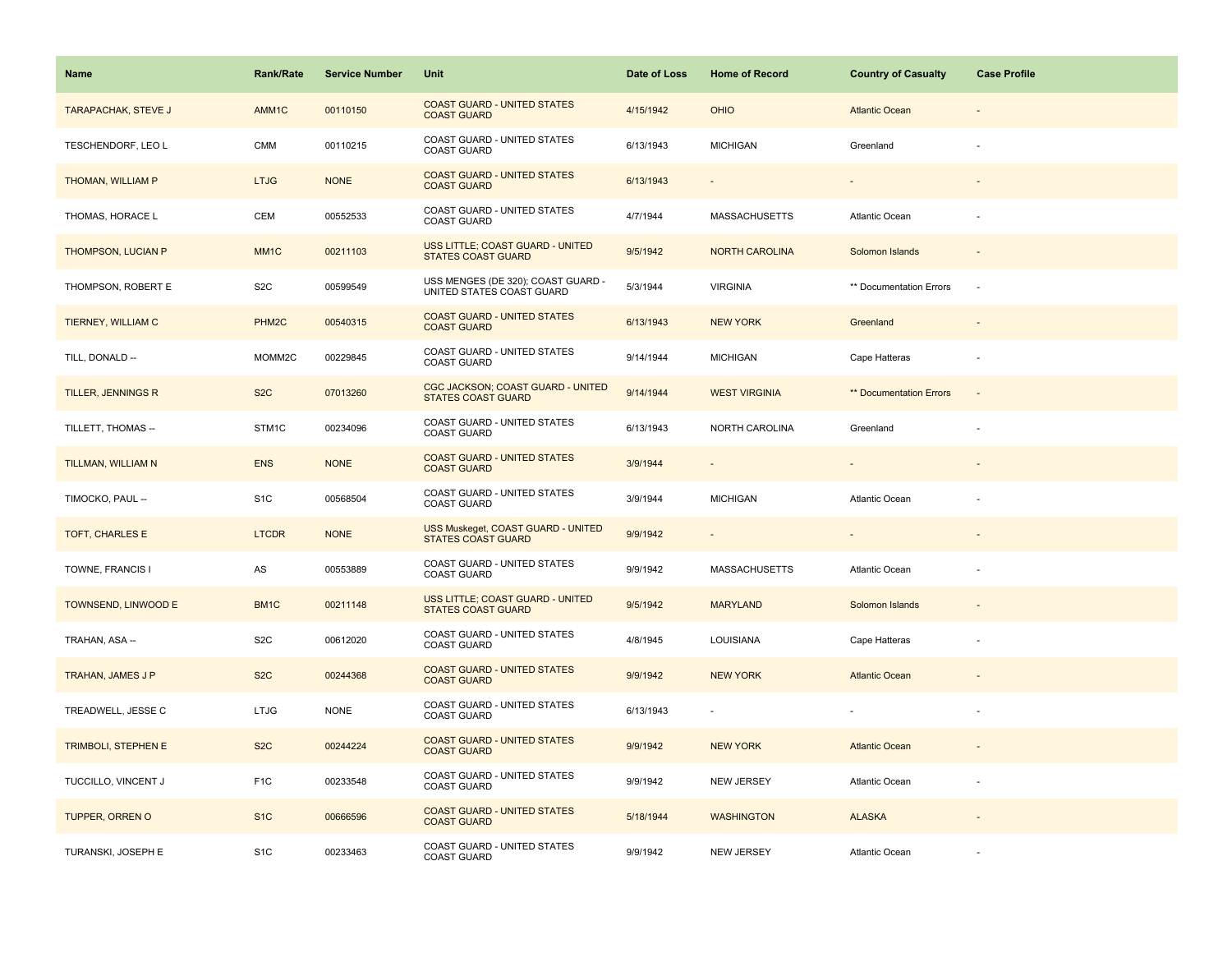| Name | Rank/Rate | Service Number | Unit | Date of Loss | Home of Record | Country of Casualty | Case Profile |
| --- | --- | --- | --- | --- | --- | --- | --- |
| TARAPACHAK, STEVE J | AMM1C | 00110150 | COAST GUARD - UNITED STATES COAST GUARD | 4/15/1942 | OHIO | Atlantic Ocean | - |
| TESCHENDORF, LEO L | CMM | 00110215 | COAST GUARD - UNITED STATES COAST GUARD | 6/13/1943 | MICHIGAN | Greenland | - |
| THOMAN, WILLIAM P | LTJG | NONE | COAST GUARD - UNITED STATES COAST GUARD | 6/13/1943 | - | - | - |
| THOMAS, HORACE L | CEM | 00552533 | COAST GUARD - UNITED STATES COAST GUARD | 4/7/1944 | MASSACHUSETTS | Atlantic Ocean | - |
| THOMPSON, LUCIAN P | MM1C | 00211103 | USS LITTLE; COAST GUARD - UNITED STATES COAST GUARD | 9/5/1942 | NORTH CAROLINA | Solomon Islands | - |
| THOMPSON, ROBERT E | S2C | 00599549 | USS MENGES (DE 320); COAST GUARD - UNITED STATES COAST GUARD | 5/3/1944 | VIRGINIA | ** Documentation Errors | - |
| TIERNEY, WILLIAM C | PHM2C | 00540315 | COAST GUARD - UNITED STATES COAST GUARD | 6/13/1943 | NEW YORK | Greenland | - |
| TILL, DONALD -- | MOMM2C | 00229845 | COAST GUARD - UNITED STATES COAST GUARD | 9/14/1944 | MICHIGAN | Cape Hatteras | - |
| TILLER, JENNINGS R | S2C | 07013260 | CGC JACKSON; COAST GUARD - UNITED STATES COAST GUARD | 9/14/1944 | WEST VIRGINIA | ** Documentation Errors | - |
| TILLETT, THOMAS -- | STM1C | 00234096 | COAST GUARD - UNITED STATES COAST GUARD | 6/13/1943 | NORTH CAROLINA | Greenland | - |
| TILLMAN, WILLIAM N | ENS | NONE | COAST GUARD - UNITED STATES COAST GUARD | 3/9/1944 | - | - | - |
| TIMOCKO, PAUL -- | S1C | 00568504 | COAST GUARD - UNITED STATES COAST GUARD | 3/9/1944 | MICHIGAN | Atlantic Ocean | - |
| TOFT, CHARLES E | LTCDR | NONE | USS Muskeget, COAST GUARD - UNITED STATES COAST GUARD | 9/9/1942 | - | - | - |
| TOWNE, FRANCIS I | AS | 00553889 | COAST GUARD - UNITED STATES COAST GUARD | 9/9/1942 | MASSACHUSETTS | Atlantic Ocean | - |
| TOWNSEND, LINWOOD E | BM1C | 00211148 | USS LITTLE; COAST GUARD - UNITED STATES COAST GUARD | 9/5/1942 | MARYLAND | Solomon Islands | - |
| TRAHAN, ASA -- | S2C | 00612020 | COAST GUARD - UNITED STATES COAST GUARD | 4/8/1945 | LOUISIANA | Cape Hatteras | - |
| TRAHAN, JAMES J P | S2C | 00244368 | COAST GUARD - UNITED STATES COAST GUARD | 9/9/1942 | NEW YORK | Atlantic Ocean | - |
| TREADWELL, JESSE C | LTJG | NONE | COAST GUARD - UNITED STATES COAST GUARD | 6/13/1943 | - | - | - |
| TRIMBOLI, STEPHEN E | S2C | 00244224 | COAST GUARD - UNITED STATES COAST GUARD | 9/9/1942 | NEW YORK | Atlantic Ocean | - |
| TUCCILLO, VINCENT J | F1C | 00233548 | COAST GUARD - UNITED STATES COAST GUARD | 9/9/1942 | NEW JERSEY | Atlantic Ocean | - |
| TUPPER, ORREN O | S1C | 00666596 | COAST GUARD - UNITED STATES COAST GUARD | 5/18/1944 | WASHINGTON | ALASKA | - |
| TURANSKI, JOSEPH E | S1C | 00233463 | COAST GUARD - UNITED STATES COAST GUARD | 9/9/1942 | NEW JERSEY | Atlantic Ocean | - |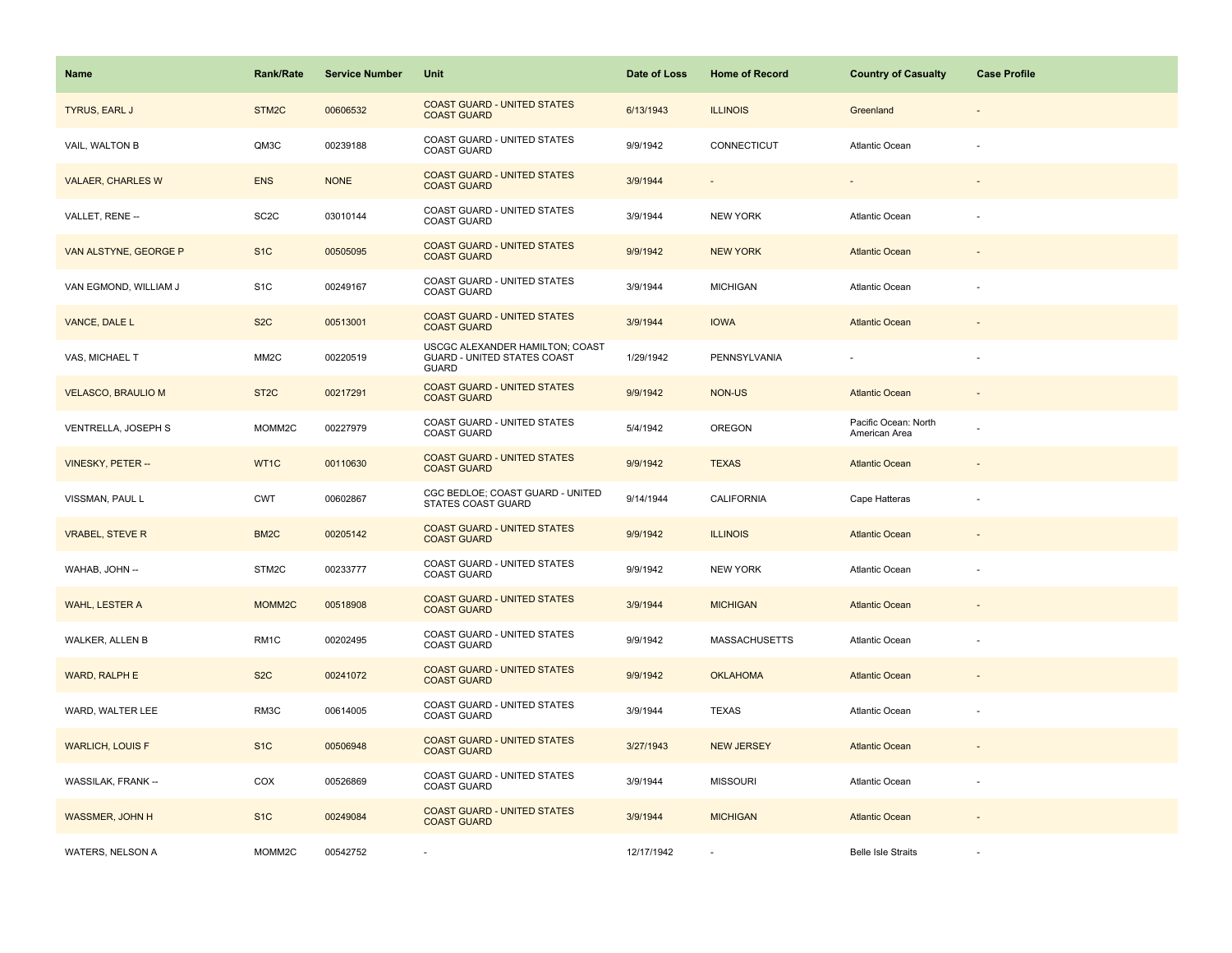| Name | Rank/Rate | Service Number | Unit | Date of Loss | Home of Record | Country of Casualty | Case Profile |
|---|---|---|---|---|---|---|---|
| TYRUS, EARL J | STM2C | 00606532 | COAST GUARD - UNITED STATES COAST GUARD | 6/13/1943 | ILLINOIS | Greenland | - |
| VAIL, WALTON B | QM3C | 00239188 | COAST GUARD - UNITED STATES COAST GUARD | 9/9/1942 | CONNECTICUT | Atlantic Ocean | - |
| VALAER, CHARLES W | ENS | NONE | COAST GUARD - UNITED STATES COAST GUARD | 3/9/1944 | - | - | - |
| VALLET, RENE -- | SC2C | 03010144 | COAST GUARD - UNITED STATES COAST GUARD | 3/9/1944 | NEW YORK | Atlantic Ocean | - |
| VAN ALSTYNE, GEORGE P | S1C | 00505095 | COAST GUARD - UNITED STATES COAST GUARD | 9/9/1942 | NEW YORK | Atlantic Ocean | - |
| VAN EGMOND, WILLIAM J | S1C | 00249167 | COAST GUARD - UNITED STATES COAST GUARD | 3/9/1944 | MICHIGAN | Atlantic Ocean | - |
| VANCE, DALE L | S2C | 00513001 | COAST GUARD - UNITED STATES COAST GUARD | 3/9/1944 | IOWA | Atlantic Ocean | - |
| VAS, MICHAEL T | MM2C | 00220519 | USCGC ALEXANDER HAMILTON; COAST GUARD - UNITED STATES COAST GUARD | 1/29/1942 | PENNSYLVANIA | - | - |
| VELASCO, BRAULIO M | ST2C | 00217291 | COAST GUARD - UNITED STATES COAST GUARD | 9/9/1942 | NON-US | Atlantic Ocean | - |
| VENTRELLA, JOSEPH S | MOMM2C | 00227979 | COAST GUARD - UNITED STATES COAST GUARD | 5/4/1942 | OREGON | Pacific Ocean: North American Area | - |
| VINESKY, PETER -- | WT1C | 00110630 | COAST GUARD - UNITED STATES COAST GUARD | 9/9/1942 | TEXAS | Atlantic Ocean | - |
| VISSMAN, PAUL L | CWT | 00602867 | CGC BEDLOE; COAST GUARD - UNITED STATES COAST GUARD | 9/14/1944 | CALIFORNIA | Cape Hatteras | - |
| VRABEL, STEVE R | BM2C | 00205142 | COAST GUARD - UNITED STATES COAST GUARD | 9/9/1942 | ILLINOIS | Atlantic Ocean | - |
| WAHAB, JOHN -- | STM2C | 00233777 | COAST GUARD - UNITED STATES COAST GUARD | 9/9/1942 | NEW YORK | Atlantic Ocean | - |
| WAHL, LESTER A | MOMM2C | 00518908 | COAST GUARD - UNITED STATES COAST GUARD | 3/9/1944 | MICHIGAN | Atlantic Ocean | - |
| WALKER, ALLEN B | RM1C | 00202495 | COAST GUARD - UNITED STATES COAST GUARD | 9/9/1942 | MASSACHUSETTS | Atlantic Ocean | - |
| WARD, RALPH E | S2C | 00241072 | COAST GUARD - UNITED STATES COAST GUARD | 9/9/1942 | OKLAHOMA | Atlantic Ocean | - |
| WARD, WALTER LEE | RM3C | 00614005 | COAST GUARD - UNITED STATES COAST GUARD | 3/9/1944 | TEXAS | Atlantic Ocean | - |
| WARLICH, LOUIS F | S1C | 00506948 | COAST GUARD - UNITED STATES COAST GUARD | 3/27/1943 | NEW JERSEY | Atlantic Ocean | - |
| WASSILAK, FRANK -- | COX | 00526869 | COAST GUARD - UNITED STATES COAST GUARD | 3/9/1944 | MISSOURI | Atlantic Ocean | - |
| WASSMER, JOHN H | S1C | 00249084 | COAST GUARD - UNITED STATES COAST GUARD | 3/9/1944 | MICHIGAN | Atlantic Ocean | - |
| WATERS, NELSON A | MOMM2C | 00542752 | - | 12/17/1942 | - | Belle Isle Straits | - |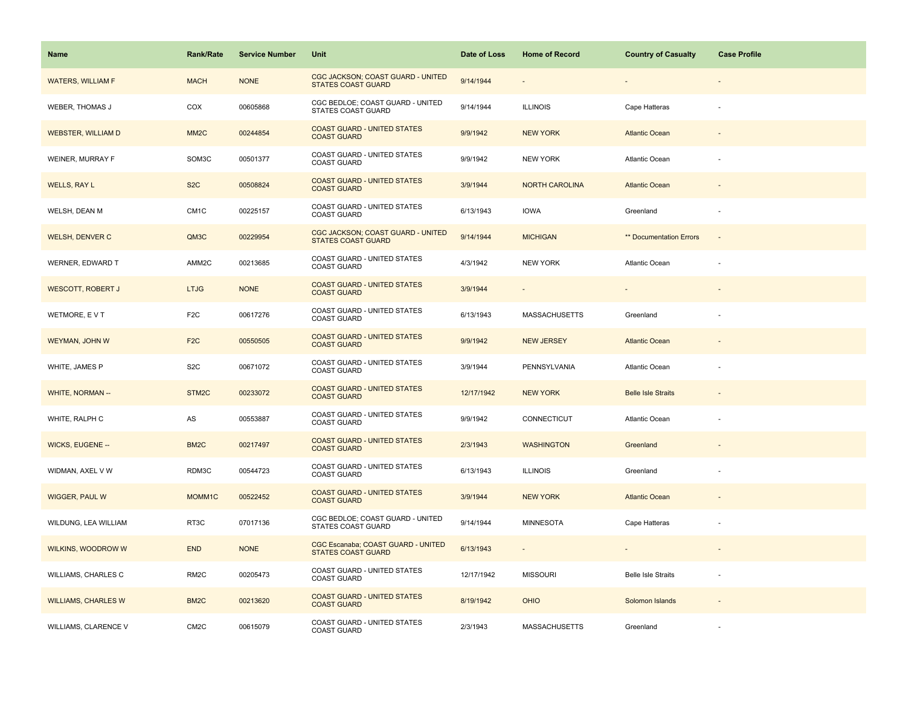| Name | Rank/Rate | Service Number | Unit | Date of Loss | Home of Record | Country of Casualty | Case Profile |
|---|---|---|---|---|---|---|---|
| WATERS, WILLIAM F | MACH | NONE | CGC JACKSON; COAST GUARD - UNITED STATES COAST GUARD | 9/14/1944 | - | - | - |
| WEBER, THOMAS J | COX | 00605868 | CGC BEDLOE; COAST GUARD - UNITED STATES COAST GUARD | 9/14/1944 | ILLINOIS | Cape Hatteras | - |
| WEBSTER, WILLIAM D | MM2C | 00244854 | COAST GUARD - UNITED STATES COAST GUARD | 9/9/1942 | NEW YORK | Atlantic Ocean | - |
| WEINER, MURRAY F | SOM3C | 00501377 | COAST GUARD - UNITED STATES COAST GUARD | 9/9/1942 | NEW YORK | Atlantic Ocean | - |
| WELLS, RAY L | S2C | 00508824 | COAST GUARD - UNITED STATES COAST GUARD | 3/9/1944 | NORTH CAROLINA | Atlantic Ocean | - |
| WELSH, DEAN M | CM1C | 00225157 | COAST GUARD - UNITED STATES COAST GUARD | 6/13/1943 | IOWA | Greenland | - |
| WELSH, DENVER C | QM3C | 00229954 | CGC JACKSON; COAST GUARD - UNITED STATES COAST GUARD | 9/14/1944 | MICHIGAN | ** Documentation Errors | - |
| WERNER, EDWARD T | AMM2C | 00213685 | COAST GUARD - UNITED STATES COAST GUARD | 4/3/1942 | NEW YORK | Atlantic Ocean | - |
| WESCOTT, ROBERT J | LTJG | NONE | COAST GUARD - UNITED STATES COAST GUARD | 3/9/1944 | - | - | - |
| WETMORE, E V T | F2C | 00617276 | COAST GUARD - UNITED STATES COAST GUARD | 6/13/1943 | MASSACHUSETTS | Greenland | - |
| WEYMAN, JOHN W | F2C | 00550505 | COAST GUARD - UNITED STATES COAST GUARD | 9/9/1942 | NEW JERSEY | Atlantic Ocean | - |
| WHITE, JAMES P | S2C | 00671072 | COAST GUARD - UNITED STATES COAST GUARD | 3/9/1944 | PENNSYLVANIA | Atlantic Ocean | - |
| WHITE, NORMAN -- | STM2C | 00233072 | COAST GUARD - UNITED STATES COAST GUARD | 12/17/1942 | NEW YORK | Belle Isle Straits | - |
| WHITE, RALPH C | AS | 00553887 | COAST GUARD - UNITED STATES COAST GUARD | 9/9/1942 | CONNECTICUT | Atlantic Ocean | - |
| WICKS, EUGENE -- | BM2C | 00217497 | COAST GUARD - UNITED STATES COAST GUARD | 2/3/1943 | WASHINGTON | Greenland | - |
| WIDMAN, AXEL V W | RDM3C | 00544723 | COAST GUARD - UNITED STATES COAST GUARD | 6/13/1943 | ILLINOIS | Greenland | - |
| WIGGER, PAUL W | MOMM1C | 00522452 | COAST GUARD - UNITED STATES COAST GUARD | 3/9/1944 | NEW YORK | Atlantic Ocean | - |
| WILDUNG, LEA WILLIAM | RT3C | 07017136 | CGC BEDLOE; COAST GUARD - UNITED STATES COAST GUARD | 9/14/1944 | MINNESOTA | Cape Hatteras | - |
| WILKINS, WOODROW W | END | NONE | CGC Escanaba; COAST GUARD - UNITED STATES COAST GUARD | 6/13/1943 | - | - | - |
| WILLIAMS, CHARLES C | RM2C | 00205473 | COAST GUARD - UNITED STATES COAST GUARD | 12/17/1942 | MISSOURI | Belle Isle Straits | - |
| WILLIAMS, CHARLES W | BM2C | 00213620 | COAST GUARD - UNITED STATES COAST GUARD | 8/19/1942 | OHIO | Solomon Islands | - |
| WILLIAMS, CLARENCE V | CM2C | 00615079 | COAST GUARD - UNITED STATES COAST GUARD | 2/3/1943 | MASSACHUSETTS | Greenland | - |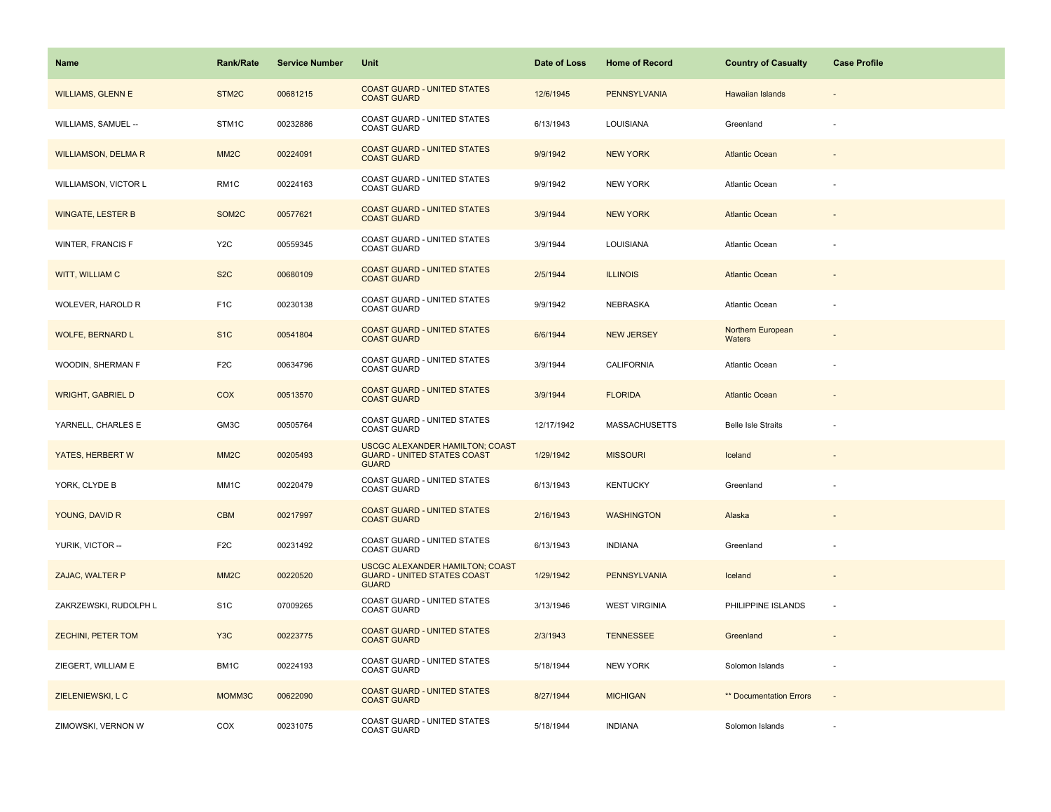| Name | Rank/Rate | Service Number | Unit | Date of Loss | Home of Record | Country of Casualty | Case Profile |
| --- | --- | --- | --- | --- | --- | --- | --- |
| WILLIAMS, GLENN E | STM2C | 00681215 | COAST GUARD - UNITED STATES COAST GUARD | 12/6/1945 | PENNSYLVANIA | Hawaiian Islands | - |
| WILLIAMS, SAMUEL -- | STM1C | 00232886 | COAST GUARD - UNITED STATES COAST GUARD | 6/13/1943 | LOUISIANA | Greenland | - |
| WILLIAMSON, DELMA R | MM2C | 00224091 | COAST GUARD - UNITED STATES COAST GUARD | 9/9/1942 | NEW YORK | Atlantic Ocean | - |
| WILLIAMSON, VICTOR L | RM1C | 00224163 | COAST GUARD - UNITED STATES COAST GUARD | 9/9/1942 | NEW YORK | Atlantic Ocean | - |
| WINGATE, LESTER B | SOM2C | 00577621 | COAST GUARD - UNITED STATES COAST GUARD | 3/9/1944 | NEW YORK | Atlantic Ocean | - |
| WINTER, FRANCIS F | Y2C | 00559345 | COAST GUARD - UNITED STATES COAST GUARD | 3/9/1944 | LOUISIANA | Atlantic Ocean | - |
| WITT, WILLIAM C | S2C | 00680109 | COAST GUARD - UNITED STATES COAST GUARD | 2/5/1944 | ILLINOIS | Atlantic Ocean | - |
| WOLEVER, HAROLD R | F1C | 00230138 | COAST GUARD - UNITED STATES COAST GUARD | 9/9/1942 | NEBRASKA | Atlantic Ocean | - |
| WOLFE, BERNARD L | S1C | 00541804 | COAST GUARD - UNITED STATES COAST GUARD | 6/6/1944 | NEW JERSEY | Northern European Waters | - |
| WOODIN, SHERMAN F | F2C | 00634796 | COAST GUARD - UNITED STATES COAST GUARD | 3/9/1944 | CALIFORNIA | Atlantic Ocean | - |
| WRIGHT, GABRIEL D | COX | 00513570 | COAST GUARD - UNITED STATES COAST GUARD | 3/9/1944 | FLORIDA | Atlantic Ocean | - |
| YARNELL, CHARLES E | GM3C | 00505764 | COAST GUARD - UNITED STATES COAST GUARD | 12/17/1942 | MASSACHUSETTS | Belle Isle Straits | - |
| YATES, HERBERT W | MM2C | 00205493 | USCGC ALEXANDER HAMILTON; COAST GUARD - UNITED STATES COAST GUARD | 1/29/1942 | MISSOURI | Iceland | - |
| YORK, CLYDE B | MM1C | 00220479 | COAST GUARD - UNITED STATES COAST GUARD | 6/13/1943 | KENTUCKY | Greenland | - |
| YOUNG, DAVID R | CBM | 00217997 | COAST GUARD - UNITED STATES COAST GUARD | 2/16/1943 | WASHINGTON | Alaska | - |
| YURIK, VICTOR -- | F2C | 00231492 | COAST GUARD - UNITED STATES COAST GUARD | 6/13/1943 | INDIANA | Greenland | - |
| ZAJAC, WALTER P | MM2C | 00220520 | USCGC ALEXANDER HAMILTON; COAST GUARD - UNITED STATES COAST GUARD | 1/29/1942 | PENNSYLVANIA | Iceland | - |
| ZAKRZEWSKI, RUDOLPH L | S1C | 07009265 | COAST GUARD - UNITED STATES COAST GUARD | 3/13/1946 | WEST VIRGINIA | PHILIPPINE ISLANDS | - |
| ZECHINI, PETER TOM | Y3C | 00223775 | COAST GUARD - UNITED STATES COAST GUARD | 2/3/1943 | TENNESSEE | Greenland | - |
| ZIEGERT, WILLIAM E | BM1C | 00224193 | COAST GUARD - UNITED STATES COAST GUARD | 5/18/1944 | NEW YORK | Solomon Islands | - |
| ZIELENIEWSKI, L C | MOMM3C | 00622090 | COAST GUARD - UNITED STATES COAST GUARD | 8/27/1944 | MICHIGAN | ** Documentation Errors | - |
| ZIMOWSKI, VERNON W | COX | 00231075 | COAST GUARD - UNITED STATES COAST GUARD | 5/18/1944 | INDIANA | Solomon Islands | - |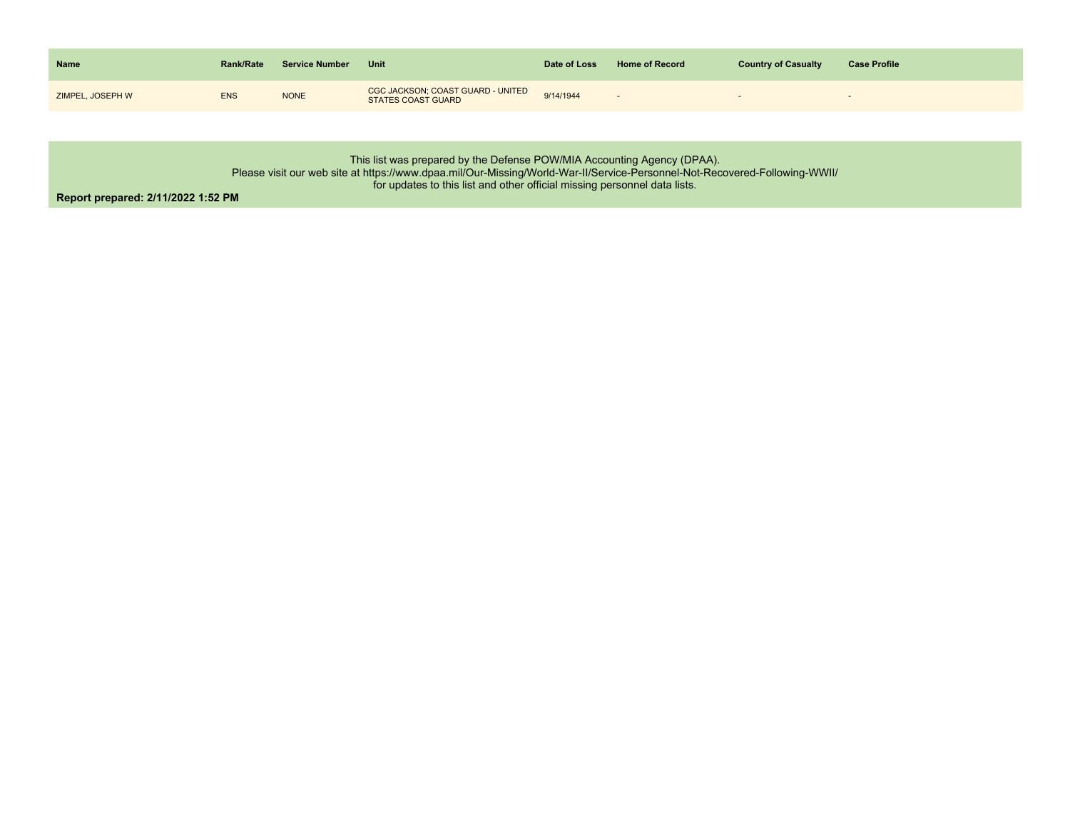| Name | Rank/Rate | Service Number | Unit | Date of Loss | Home of Record | Country of Casualty | Case Profile |
| --- | --- | --- | --- | --- | --- | --- | --- |
| ZIMPEL, JOSEPH W | ENS | NONE | CGC JACKSON; COAST GUARD - UNITED STATES COAST GUARD | 9/14/1944 | - | - | - |

This list was prepared by the Defense POW/MIA Accounting Agency (DPAA).
Please visit our web site at https://www.dpaa.mil/Our-Missing/World-War-II/Service-Personnel-Not-Recovered-Following-WWII/
for updates to this list and other official missing personnel data lists.

**Report prepared: 2/11/2022 1:52 PM**